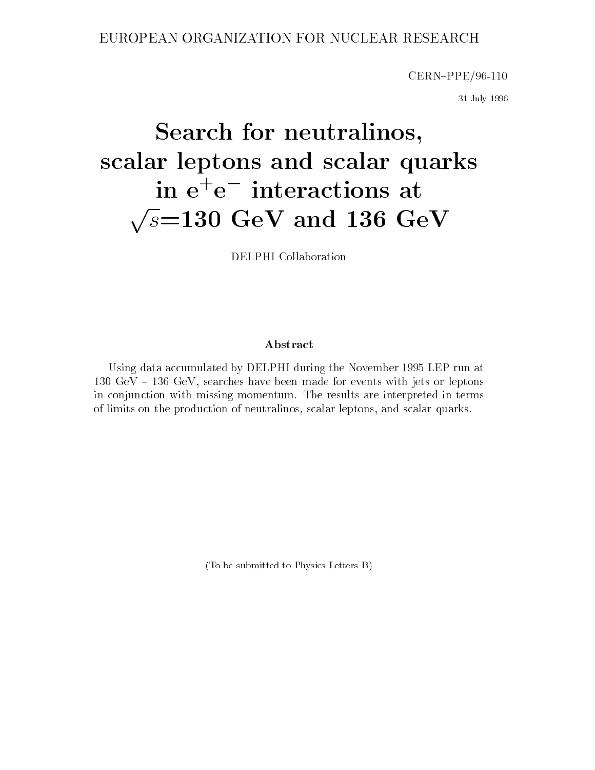EUROPEAN ORGANIZATION FOR NUCLEAR RESEARCH

CERN–PPE/96-110

31 July 1996

# Search for neutralinos, scalar leptons and scalar quarks in $e^+e^-$ interactions at $\sqrt{s}$=130 GeV and 136 GeV

DELPHI Collaboration

## Abstract

Using data accumulated by DELPHI during the November 1995 LEP run at 130 GeV – 136 GeV, searches have been made for events with jets or leptons in conjunction with missing momentum. The results are interpreted in terms of limits on the production of neutralinos, scalar leptons, and scalar quarks.

(To be submitted to Physics Letters B)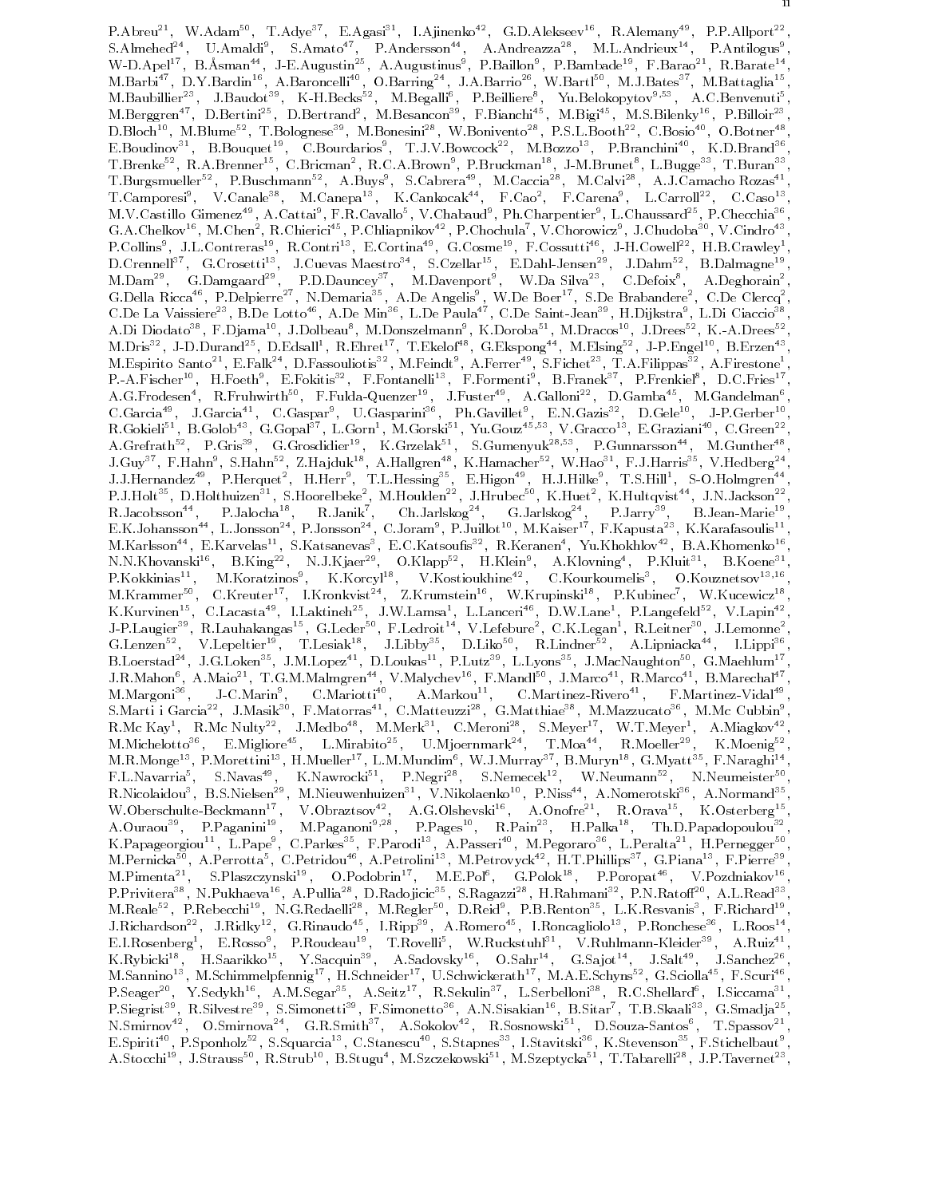P.Abreu[21], W.Adam[50], T.Adye[37], E.Agasi[31], I.Ajinenko[42], G.D.Alekseev[16], R.Alemany[49], P.P.Allport[22], S.Almehed[24], U.Amaldi[9], S.Amato[47], P.Andersson[44], A.Andreazza[28], M.L.Andrieux[14], P.Antilogus[9], W-D.Apel[17], B.Åsman[44], J-E.Augustin[25], A.Augustinus[9], P.Baillon[9], P.Bambade[19], P.Barao[21], R.Barate[14], M.Barbi[47], D.Y.Bardin[16], A.Baroncelli[40], O.Barring[24], J.A.Barrio[26], W.Bartl[50], M.J.Bates[37], M.Battaglia[15], M.Baubillier[23], J.Baudot[39], K-H.Becks[52], M.Begalli[6], P.Beilliere[8], Yu.Belokopytov[9,53], A.C.Benvenuti[5], M.Berggren[47], D.Bertini[25], D.Bertrand[2], M.Besancon[39], F.Bianchi[45], M.Bigi[45], M.S.Bilenky[16], P.Billoir[23], D.Bloch[10], M.Blume[52], T.Bolognese[39], M.Bonesini[28], W.Bonivento[28], P.S.L.Booth[22], C.Bosio[40], O.Botner[48], E.Boudinov[31], B.Bouquet[19], C.Bourdarios[9], T.J.V.Bowcock[22], M.Bozzo[13], P.Branchini[40], K.D.Brand[36], T.Brenke[52], R.A.Brenner[15], C.Bricman[2], R.C.A.Brown[9], P.Bruckman[18], J-M.Brunet[8], L.Bugge[33], T.Buran[33], T.Burgsmueller[52], P.Buschmann[52], A.Buys[9], S.Cabrera[49], M.Caccia[28], M.Calvi[28], A.J.Camacho Rozas[41], T.Camporesi[9], V.Canale[38], M.Canepa[13], K.Cankocak[44], F.Cao[2], F.Carena[9], L.Carroll[22], C.Caso[13], M.V.Castillo Gimenez[49], A.Cattai[9], F.R.Cavallo[5], V.Chabaud[9], Ph.Charpentier[9], L.Chaussard[25], P.Checchia[36], G.A.Chelkov[16], M.Chen[2], R.Chierici[45], P.Chliapnikov[42], P.Chochula[7], V.Chorowicz[9], J.Chudoba[30], V.Cindro[43], P.Collins[9], J.L.Contreras[19], R.Contri[13], E.Cortina[49], G.Cosme[19], F.Cossutti[46], J-H.Cowell[22], H.B.Crawley[1], D.Crennell[37], G.Crosetti[13], J.Cuevas Maestro[34], S.Czellar[15], E.Dahl-Jensen[29], J.Dahm[52], B.Dalmagne[19], M.Dam[29], G.Damgaard[29], P.D.Dauncey[37], M.Davenport[9], W.Da Silva[23], C.Defoix[8], A.Deghorain[2], G.Della Ricca[46], P.Delpierre[27], N.Demaria[35], A.De Angelis[9], W.De Boer[17], S.De Brabandere[2], C.De Clercq[2], C.De La Vaissiere[23], B.De Lotto[46], A.De Min[36], L.De Paula[47], C.De Saint-Jean[39], H.Dijkstra[9], L.Di Ciaccio[38], A.Di Diodato[38], F.Djama[10], J.Dolbeau[8], M.Donszelmann[9], K.Doroba[51], M.Dracos[10], J.Drees[52], K.-A.Drees[52], M.Dris[32], J-D.Durand[25], D.Edsall[1], R.Ehret[17], T.Ekelof[48], G.Ekspong[44], M.Elsing[52], J-P.Engel[10], B.Erzen[43], M.Espirito Santo[21], E.Falk[24], D.Fassouliotis[32], M.Feindt[9], A.Ferrer[49], S.Fichet[23], T.A.Filippas[32], A.Firestone[1], P.-A.Fischer[10], H.Foeth[9], E.Fokitis[32], F.Fontanelli[13], F.Formenti[9], B.Franek[37], P.Frenkiel[8], D.C.Fries[17], A.G.Frodesen[4], R.Fruhwirth[50], F.Fulda-Quenzer[19], J.Fuster[49], A.Galloni[22], D.Gamba[45], M.Gandelman[6], C.Garcia[49], J.Garcia[41], C.Gaspar[9], U.Gasparini[36], Ph.Gavillet[9], E.N.Gazis[32], D.Gele[10], J-P.Gerber[10], R.Gokieli[51], B.Golob[43], G.Gopal[37], L.Gorn[1], M.Gorski[51], Yu.Gouz[45,53], V.Gracco[13], E.Graziani[40], C.Green[22], A.Grefrath[52], P.Gris[39], G.Grosdidier[19], K.Grzelak[51], S.Gumenyuk[28,53], P.Gunnarsson[44], M.Gunther[48], J.Guy[37], F.Hahn[9], S.Hahn[52], Z.Hajduk[18], A.Hallgren[48], K.Hamacher[52], W.Hao[31], F.J.Harris[35], V.Hedberg[24], J.J.Hernandez[49], P.Herquet[2], H.Herr[9], T.L.Hessing[35], E.Higon[49], H.J.Hilke[9], T.S.Hill[1], S-O.Holmgren[44], P.J.Holt[35], D.Holthuizen[31], S.Hoorelbeke[2], M.Houlden[22], J.Hrubec[50], K.Huet[2], K.Hultqvist[44], J.N.Jackson[22], R.Jacobsson[44], P.Jalocha[18], R.Janik[7], Ch.Jarlskog[24], G.Jarlskog[24], P.Jarry[39], B.Jean-Marie[19], E.K.Johansson[44], L.Jonsson[24], P.Jonsson[24], C.Joram[9], P.Juillot[10], M.Kaiser[17], F.Kapusta[23], K.Karafasoulis[11], M.Karlsson[44], E.Karvelas[11], S.Katsanevas[3], E.C.Katsoufis[32], R.Keranen[4], Yu.Khokhlov[42], B.A.Khomenko[16], N.N.Khovanski[16], B.King[22], N.J.Kjaer[29], O.Klapp[52], H.Klein[9], A.Klovning[4], P.Kluit[31], B.Koene[31], P.Kokkinias[11], M.Koratzinos[9], K.Korcyl[18], V.Kostioukhine[42], C.Kourkoumelis[3], O.Kouznetsov[13,16], M.Krammer[50], C.Kreuter[17], I.Kronkvist[24], Z.Krumstein[16], W.Krupinski[18], P.Kubinec[7], W.Kucewicz[18], K.Kurvinen[15], C.Lacasta[49], I.Laktineh[25], J.W.Lamsa[1], L.Lanceri[46], D.W.Lane[1], P.Langefeld[52], V.Lapin[42], J-P.Laugier[39], R.Lauhakangas[15], G.Leder[50], F.Ledroit[14], V.Lefebure[2], C.K.Legan[1], R.Leitner[30], J.Lemonne[2], G.Lenzen[52], V.Lepeltier[19], T.Lesiak[18], J.Libby[35], D.Liko[50], R.Lindner[52], A.Lipniacka[44], I.Lippi[36], B.Loerstad[24], J.G.Loken[35], J.M.Lopez[41], D.Loukas[11], P.Lutz[39], L.Lyons[35], J.MacNaughton[50], G.Maehlum[17], J.R.Mahon[6], A.Maio[21], T.G.M.Malmgren[44], V.Malychev[16], F.Mandl[50], J.Marco[41], R.Marco[41], B.Marechal[47], M.Margoni[36], J-C.Marin[9], C.Mariotti[40], A.Markou[11], C.Martinez-Rivero[41], F.Martinez-Vidal[49], S.Marti i Garcia[22], J.Masik[30], F.Matorras[41], C.Matteuzzi[28], G.Matthiae[38], M.Mazzucato[36], M.Mc Cubbin[9], R.Mc Kay[1], R.Mc Nulty[22], J.Medbo[48], M.Merk[31], C.Meroni[28], S.Meyer[17], W.T.Meyer[1], A.Miagkov[42], M.Michelotto[36], E.Migliore[45], L.Mirabito[25], U.Mjoernmark[24], T.Moa[44], R.Moeller[29], K.Moenig[52], M.R.Monge[13], P.Morettini[13], H.Mueller[17], L.M.Mundim[6], W.J.Murray[37], B.Muryn[18], G.Myatt[35], F.Naraghi[14], F.L.Navarria[5], S.Navas[49], K.Nawrocki[51], P.Negri[28], S.Nemecek[12], W.Neumann[52], N.Neumeister[50], R.Nicolaidou[3], B.S.Nielsen[29], M.Nieuwenhuizen[31], V.Nikolaenko[10], P.Niss[44], A.Nomerotski[36], A.Normand[35], W.Oberschulte-Beckmann[17], V.Obraztsov[42], A.G.Olshevski[16], A.Onofre[21], R.Orava[15], K.Osterberg[15], A.Ouraou[39], P.Paganini[19], M.Paganoni[9,28], P.Pages[10], R.Pain[23], H.Palka[18], Th.D.Papadopoulou[32], K.Papageorgiou[11], L.Pape[9], C.Parkes[35], F.Parodi[13], A.Passeri[40], M.Pegoraro[36], L.Peralta[21], H.Pernegger[50], M.Pernicka[50], A.Perrotta[5], C.Petridou[46], A.Petrolini[13], M.Petrovyck[42], H.T.Phillips[37], G.Piana[13], F.Pierre[39], M.Pimenta[21], S.Plaszczynski[19], O.Podobrin[17], M.E.Pol[6], G.Polok[18], P.Poropat[46], V.Pozdniakov[16], P.Privitera[38], N.Pukhaeva[16], A.Pullia[28], D.Radojicic[35], S.Ragazzi[28], H.Rahmani[32], P.N.Ratoff[20], A.L.Read[33], M.Reale[52], P.Rebecchi[19], N.G.Redaelli[28], M.Regler[50], D.Reid[9], P.B.Renton[35], L.K.Resvanis[3], F.Richard[19], J.Richardson[22], J.Ridky[12], G.Rinaudo[45], I.Ripp[39], A.Romero[45], I.Roncagliolo[13], P.Ronchese[36], L.Roos[14], E.I.Rosenberg[1], E.Rosso[9], P.Roudeau[19], T.Rovelli[5], W.Ruckstuhl[31], V.Ruhlmann-Kleider[39], A.Ruiz[41], K.Rybicki[18], H.Saarikko[15], Y.Sacquin[39], A.Sadovsky[16], O.Sahr[14], G.Sajot[14], J.Salt[49], J.Sanchez[26], M.Sannino[13], M.Schimmelpfennig[17], H.Schneider[17], U.Schwickerath[17], M.A.E.Schyns[52], G.Sciolla[45], F.Scuri[46], P.Seager[20], Y.Sedykh[16], A.M.Segar[35], A.Seitz[17], R.Sekulin[37], L.Serbelloni[38], R.C.Shellard[6], I.Siccama[31], P.Siegrist[39], R.Silvestre[39], S.Simonetti[39], F.Simonetto[36], A.N.Sisakian[16], B.Sitar[7], T.B.Skaali[33], G.Smadja[25], N.Smirnov[42], O.Smirnova[24], G.R.Smith[37], A.Sokolov[42], R.Sosnowski[51], D.Souza-Santos[6], T.Spassov[21], E.Spiriti[40], P.Sponholz[52], S.Squarcia[13], C.Stanescu[40], S.Stapnes[33], I.Stavitski[36], K.Stevenson[35], F.Stichelbaut[9], A.Stocchi[19], J.Strauss[50], R.Strub[10], B.Stugu[4], M.Szczekowski[51], M.Szeptycka[51], T.Tabarelli[28], J.P.Tavernet[23],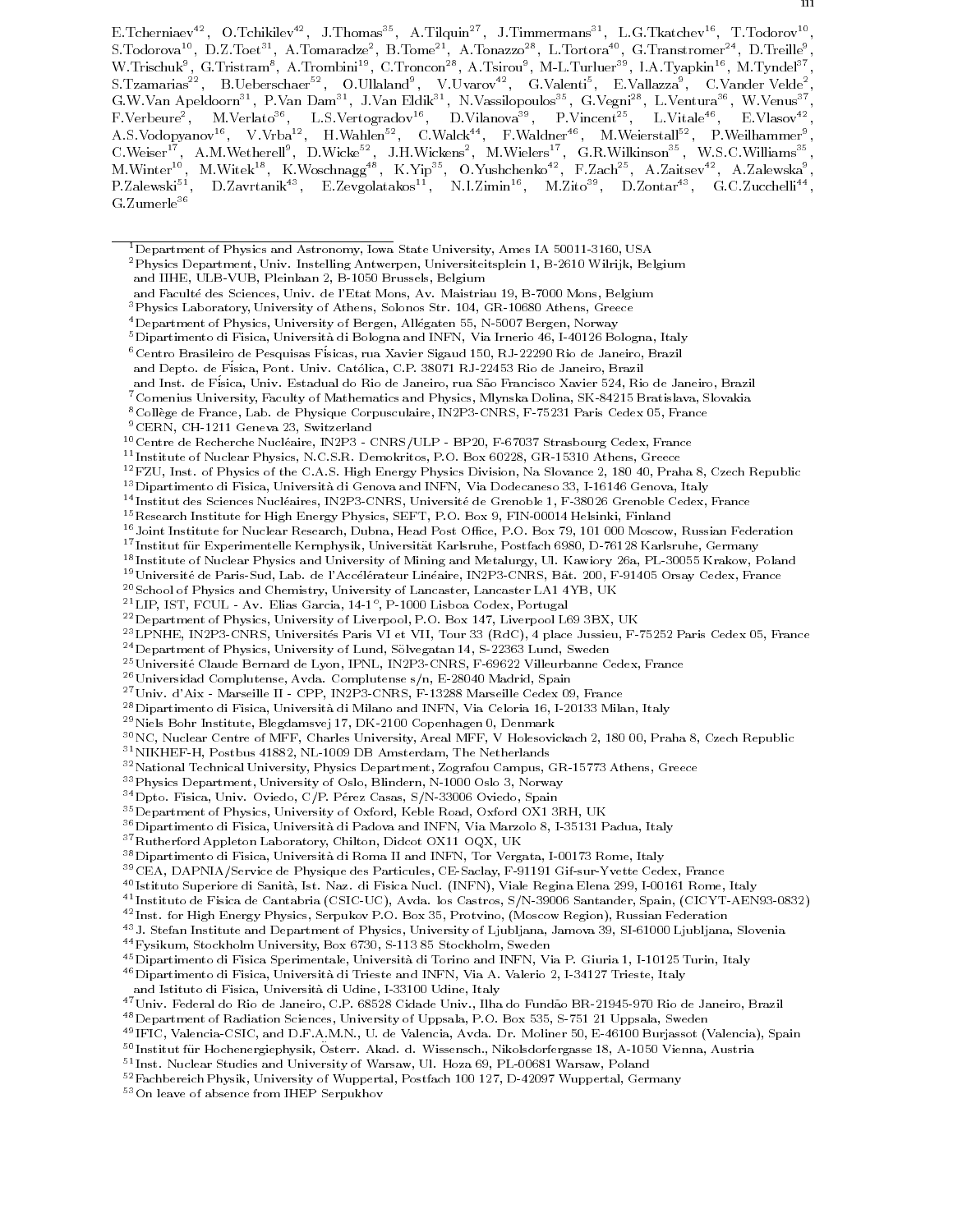E.Tcherniaev[42], O.Tchikilev[42], J.Thomas[35], A.Tilquin[27], J.Timmermans[31], L.G.Tkatchev[16], T.Todorov[10], S.Todorova[10], D.Z.Toet[31], A.Tomaradze[2], B.Tome[21], A.Tonazzo[28], L.Tortora[40], G.Transtromer[24], D.Treille[9], W.Trischuk[9], G.Tristram[8], A.Trombini[19], C.Troncon[28], A.Tsirou[9], M-L.Turluer[39], I.A.Tyapkin[16], M.Tyndel[37], S.Tzamarias[22], B.Ueberschaer[52], O.Ullaland[9], V.Uvarov[42], G.Valenti[5], E.Vallazza[9], C.Vander Velde[2], G.W.Van Apeldoorn[31], P.Van Dam[31], J.Van Eldik[31], N.Vassilopoulos[35], G.Vegni[28], L.Ventura[36], W.Venus[37], F.Verbeure[2], M.Verlato[36], L.S.Vertogradov[16], D.Vilanova[39], P.Vincent[25], L.Vitale[46], E.Vlasov[42], A.S.Vodopyanov[16], V.Vrba[12], H.Wahlen[52], C.Walck[44], F.Waldner[46], M.Weierstall[52], P.Weilhammer[9], C.Weiser[17], A.M.Wetherell[9], D.Wicke[52], J.H.Wickens[2], M.Wielers[17], G.R.Wilkinson[35], W.S.C.Williams[35], M.Winter[10], M.Witek[18], K.Woschnagg[48], K.Yip[35], O.Yushchenko[42], F.Zach[25], A.Zaitsev[42], A.Zalewska[9], P.Zalewski[51], D.Zavrtanik[43], E.Zevgolatakos[11], N.I.Zimin[16], M.Zito[39], D.Zontar[43], G.C.Zucchelli[44], G.Zumerle[36]

---

[1] Department of Physics and Astronomy, Iowa State University, Ames IA 50011-3160, USA
[2] Physics Department, Univ. Instelling Antwerpen, Universiteitsplein 1, B-2610 Wilrijk, Belgium
and IIHE, ULB-VUB, Pleinlaan 2, B-1050 Brussels, Belgium
and Faculté des Sciences, Univ. de l'Etat Mons, Av. Maistriau 19, B-7000 Mons, Belgium
[3] Physics Laboratory, University of Athens, Solonos Str. 104, GR-10680 Athens, Greece
[4] Department of Physics, University of Bergen, Allégaten 55, N-5007 Bergen, Norway
[5] Dipartimento di Fisica, Università di Bologna and INFN, Via Irnerio 46, I-40126 Bologna, Italy
[6] Centro Brasileiro de Pesquisas Físicas, rua Xavier Sigaud 150, RJ-22290 Rio de Janeiro, Brazil
and Depto. de Física, Pont. Univ. Católica, C.P. 38071 RJ-22453 Rio de Janeiro, Brazil
and Inst. de Física, Univ. Estadual do Rio de Janeiro, rua São Francisco Xavier 524, Rio de Janeiro, Brazil
[7] Comenius University, Faculty of Mathematics and Physics, Mlynska Dolina, SK-84215 Bratislava, Slovakia
[8] Collège de France, Lab. de Physique Corpusculaire, IN2P3-CNRS, F-75231 Paris Cedex 05, France
[9] CERN, CH-1211 Geneva 23, Switzerland
[10] Centre de Recherche Nucléaire, IN2P3 - CNRS/ULP - BP20, F-67037 Strasbourg Cedex, France
[11] Institute of Nuclear Physics, N.C.S.R. Demokritos, P.O. Box 60228, GR-15310 Athens, Greece
[12] FZU, Inst. of Physics of the C.A.S. High Energy Physics Division, Na Slovance 2, 180 40, Praha 8, Czech Republic
[13] Dipartimento di Fisica, Università di Genova and INFN, Via Dodecaneso 33, I-16146 Genova, Italy
[14] Institut des Sciences Nucléaires, IN2P3-CNRS, Université de Grenoble 1, F-38026 Grenoble Cedex, France
[15] Research Institute for High Energy Physics, SEFT, P.O. Box 9, FIN-00014 Helsinki, Finland
[16] Joint Institute for Nuclear Research, Dubna, Head Post Office, P.O. Box 79, 101 000 Moscow, Russian Federation
[17] Institut für Experimentelle Kernphysik, Universität Karlsruhe, Postfach 6980, D-76128 Karlsruhe, Germany
[18] Institute of Nuclear Physics and University of Mining and Metalurgy, Ul. Kawiory 26a, PL-30055 Krakow, Poland
[19] Université de Paris-Sud, Lab. de l'Accélérateur Linéaire, IN2P3-CNRS, Bât. 200, F-91405 Orsay Cedex, France
[20] School of Physics and Chemistry, University of Lancaster, Lancaster LA1 4YB, UK
[21] LIP, IST, FCUL - Av. Elias Garcia, 14-1°, P-1000 Lisboa Codex, Portugal
[22] Department of Physics, University of Liverpool, P.O. Box 147, Liverpool L69 3BX, UK
[23] LPNHE, IN2P3-CNRS, Universités Paris VI et VII, Tour 33 (RdC), 4 place Jussieu, F-75252 Paris Cedex 05, France
[24] Department of Physics, University of Lund, Sölvegatan 14, S-22363 Lund, Sweden
[25] Université Claude Bernard de Lyon, IPNL, IN2P3-CNRS, F-69622 Villeurbanne Cedex, France
[26] Universidad Complutense, Avda. Complutense s/n, E-28040 Madrid, Spain
[27] Univ. d'Aix - Marseille II - CPP, IN2P3-CNRS, F-13288 Marseille Cedex 09, France
[28] Dipartimento di Fisica, Università di Milano and INFN, Via Celoria 16, I-20133 Milan, Italy
[29] Niels Bohr Institute, Blegdamsvej 17, DK-2100 Copenhagen 0, Denmark
[30] NC, Nuclear Centre of MFF, Charles University, Areal MFF, V Holesovickach 2, 180 00, Praha 8, Czech Republic
[31] NIKHEF-H, Postbus 41882, NL-1009 DB Amsterdam, The Netherlands
[32] National Technical University, Physics Department, Zografou Campus, GR-15773 Athens, Greece
[33] Physics Department, University of Oslo, Blindern, N-1000 Oslo 3, Norway
[34] Dpto. Fisica, Univ. Oviedo, C/P. Pérez Casas, S/N-33006 Oviedo, Spain
[35] Department of Physics, University of Oxford, Keble Road, Oxford OX1 3RH, UK
[36] Dipartimento di Fisica, Università di Padova and INFN, Via Marzolo 8, I-35131 Padua, Italy
[37] Rutherford Appleton Laboratory, Chilton, Didcot OX11 OQX, UK
[38] Dipartimento di Fisica, Università di Roma II and INFN, Tor Vergata, I-00173 Rome, Italy
[39] CEA, DAPNIA/Service de Physique des Particules, CE-Saclay, F-91191 Gif-sur-Yvette Cedex, France
[40] Istituto Superiore di Sanità, Ist. Naz. di Fisica Nucl. (INFN), Viale Regina Elena 299, I-00161 Rome, Italy
[41] Instituto de Fisica de Cantabria (CSIC-UC), Avda. los Castros, S/N-39006 Santander, Spain, (CICYT-AEN93-0832)
[42] Inst. for High Energy Physics, Serpukov P.O. Box 35, Protvino, (Moscow Region), Russian Federation
[43] J. Stefan Institute and Department of Physics, University of Ljubljana, Jamova 39, SI-61000 Ljubljana, Slovenia
[44] Fysikum, Stockholm University, Box 6730, S-113 85 Stockholm, Sweden
[45] Dipartimento di Fisica Sperimentale, Università di Torino and INFN, Via P. Giuria 1, I-10125 Turin, Italy
[46] Dipartimento di Fisica, Università di Trieste and INFN, Via A. Valerio 2, I-34127 Trieste, Italy
and Istituto di Fisica, Università di Udine, I-33100 Udine, Italy
[47] Univ. Federal do Rio de Janeiro, C.P. 68528 Cidade Univ., Ilha do Fundão BR-21945-970 Rio de Janeiro, Brazil
[48] Department of Radiation Sciences, University of Uppsala, P.O. Box 535, S-751 21 Uppsala, Sweden
[49] IFIC, Valencia-CSIC, and D.F.A.M.N., U. de Valencia, Avda. Dr. Moliner 50, E-46100 Burjassot (Valencia), Spain
[50] Institut für Hochenergiephysik, Österr. Akad. d. Wissensch., Nikolsdorfergasse 18, A-1050 Vienna, Austria
[51] Inst. Nuclear Studies and University of Warsaw, Ul. Hoza 69, PL-00681 Warsaw, Poland
[52] Fachbereich Physik, University of Wuppertal, Postfach 100 127, D-42097 Wuppertal, Germany
[53] On leave of absence from IHEP Serpukhov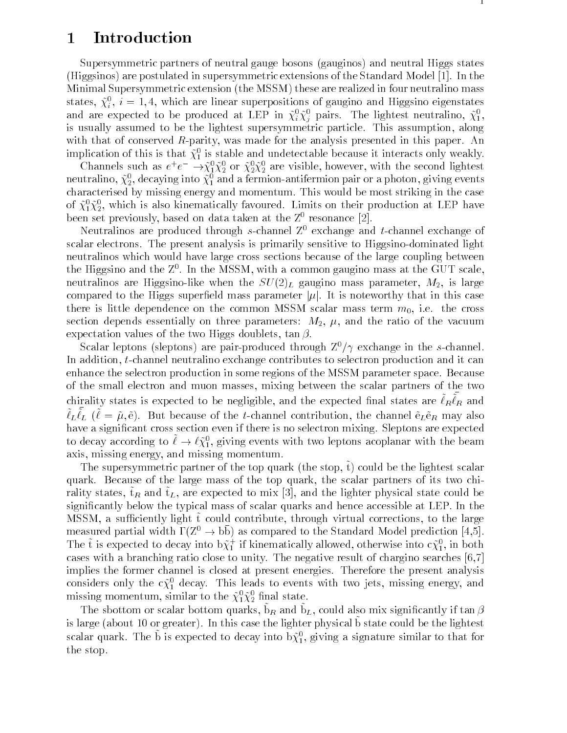# 1 Introduction

Supersymmetric partners of neutral gauge bosons (gauginos) and neutral Higgs states (Higgsinos) are postulated in supersymmetric extensions of the Standard Model [1]. In the Minimal Supersymmetric extension (the MSSM) these are realized in four neutralino mass states, $\tilde{\chi}^0_i$, $i = 1,4$, which are linear superpositions of gaugino and Higgsino eigenstates and are expected to be produced at LEP in $\tilde{\chi}^0_i\tilde{\chi}^0_j$ pairs. The lightest neutralino, $\tilde{\chi}^0_1$, is usually assumed to be the lightest supersymmetric particle. This assumption, along with that of conserved $R$-parity, was made for the analysis presented in this paper. An implication of this is that $\tilde{\chi}^0_1$ is stable and undetectable because it interacts only weakly.

Channels such as $e^+e^- \rightarrow \tilde{\chi}^0_1\tilde{\chi}^0_2$ or $\tilde{\chi}^0_2\tilde{\chi}^0_2$ are visible, however, with the second lightest neutralino, $\tilde{\chi}^0_2$, decaying into $\tilde{\chi}^0_1$ and a fermion-antifermion pair or a photon, giving events characterised by missing energy and momentum. This would be most striking in the case of $\tilde{\chi}^0_1\tilde{\chi}^0_2$, which is also kinematically favoured. Limits on their production at LEP have been set previously, based on data taken at the $\mathrm{Z}^0$ resonance [2].

Neutralinos are produced through $s$-channel $\mathrm{Z}^0$ exchange and $t$-channel exchange of scalar electrons. The present analysis is primarily sensitive to Higgsino-dominated light neutralinos which would have large cross sections because of the large coupling between the Higgsino and the $\mathrm{Z}^0$. In the MSSM, with a common gaugino mass at the GUT scale, neutralinos are Higgsino-like when the $SU(2)_L$ gaugino mass parameter, $M_2$, is large compared to the Higgs superfield mass parameter $|\mu|$. It is noteworthy that in this case there is little dependence on the common MSSM scalar mass term $m_0$, i.e. the cross section depends essentially on three parameters: $M_2$, $\mu$, and the ratio of the vacuum expectation values of the two Higgs doublets, $\tan\beta$.

Scalar leptons (sleptons) are pair-produced through $\mathrm{Z}^0/\gamma$ exchange in the $s$-channel. In addition, $t$-channel neutralino exchange contributes to selectron production and it can enhance the selectron production in some regions of the MSSM parameter space. Because of the small electron and muon masses, mixing between the scalar partners of the two chirality states is expected to be negligible, and the expected final states are $\tilde{\ell}_R\bar{\tilde{\ell}}_R$ and $\tilde{\ell}_L\bar{\tilde{\ell}}_L$ ($\tilde{\ell} = \tilde{\mu}, \tilde{\mathrm{e}}$). But because of the $t$-channel contribution, the channel $\tilde{\mathrm{e}}_L\tilde{\mathrm{e}}_R$ may also have a significant cross section even if there is no selectron mixing. Sleptons are expected to decay according to $\tilde{\ell} \rightarrow \ell\tilde{\chi}^0_1$, giving events with two leptons acoplanar with the beam axis, missing energy, and missing momentum.

The supersymmetric partner of the top quark (the stop, $\tilde{\mathrm{t}}$) could be the lightest scalar quark. Because of the large mass of the top quark, the scalar partners of its two chirality states, $\tilde{\mathrm{t}}_R$ and $\tilde{\mathrm{t}}_L$, are expected to mix [3], and the lighter physical state could be significantly below the typical mass of scalar quarks and hence accessible at LEP. In the MSSM, a sufficiently light $\tilde{\mathrm{t}}$ could contribute, through virtual corrections, to the large measured partial width $\Gamma(\mathrm{Z}^0 \rightarrow \mathrm{b\bar{b}})$ as compared to the Standard Model prediction [4,5]. The $\tilde{\mathrm{t}}$ is expected to decay into $\mathrm{b}\tilde{\chi}^+_1$ if kinematically allowed, otherwise into $\mathrm{c}\tilde{\chi}^0_1$, in both cases with a branching ratio close to unity. The negative result of chargino searches [6,7] implies the former channel is closed at present energies. Therefore the present analysis considers only the $\mathrm{c}\tilde{\chi}^0_1$ decay. This leads to events with two jets, missing energy, and missing momentum, similar to the $\tilde{\chi}^0_1\tilde{\chi}^0_2$ final state.

The sbottom or scalar bottom quarks, $\tilde{\mathrm{b}}_R$ and $\tilde{\mathrm{b}}_L$, could also mix significantly if $\tan\beta$ is large (about 10 or greater). In this case the lighter physical $\tilde{\mathrm{b}}$ state could be the lightest scalar quark. The $\tilde{\mathrm{b}}$ is expected to decay into $\mathrm{b}\tilde{\chi}^0_1$, giving a signature similar to that for the stop.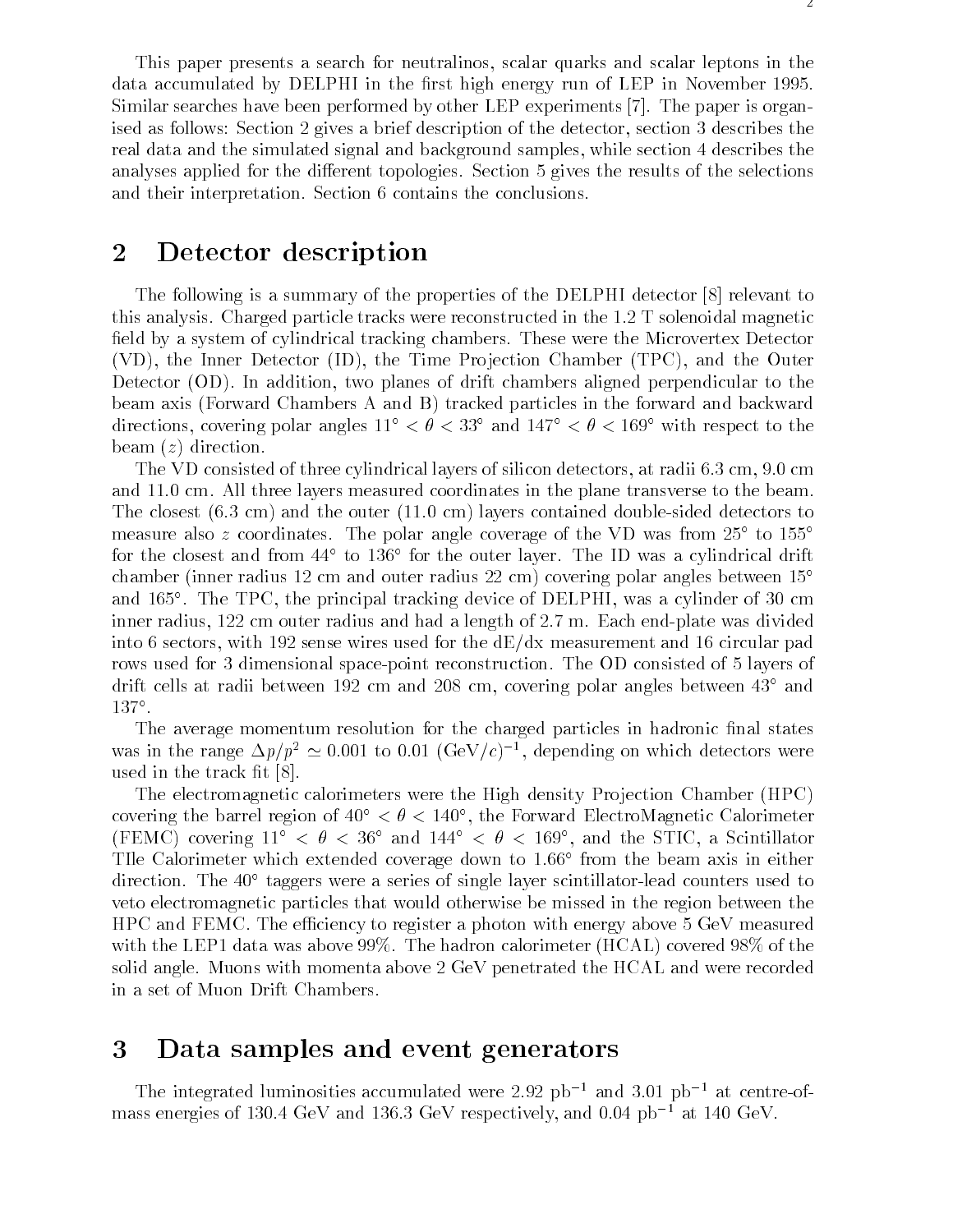This paper presents a search for neutralinos, scalar quarks and scalar leptons in the data accumulated by DELPHI in the first high energy run of LEP in November 1995. Similar searches have been performed by other LEP experiments [7]. The paper is organised as follows: Section 2 gives a brief description of the detector, section 3 describes the real data and the simulated signal and background samples, while section 4 describes the analyses applied for the different topologies. Section 5 gives the results of the selections and their interpretation. Section 6 contains the conclusions.

## 2 Detector description

The following is a summary of the properties of the DELPHI detector [8] relevant to this analysis. Charged particle tracks were reconstructed in the 1.2 T solenoidal magnetic field by a system of cylindrical tracking chambers. These were the Microvertex Detector (VD), the Inner Detector (ID), the Time Projection Chamber (TPC), and the Outer Detector (OD). In addition, two planes of drift chambers aligned perpendicular to the beam axis (Forward Chambers A and B) tracked particles in the forward and backward directions, covering polar angles $11^\circ < \theta < 33^\circ$ and $147^\circ < \theta < 169^\circ$ with respect to the beam ($z$) direction.

The VD consisted of three cylindrical layers of silicon detectors, at radii 6.3 cm, 9.0 cm and 11.0 cm. All three layers measured coordinates in the plane transverse to the beam. The closest (6.3 cm) and the outer (11.0 cm) layers contained double-sided detectors to measure also $z$ coordinates. The polar angle coverage of the VD was from $25^\circ$ to $155^\circ$ for the closest and from $44^\circ$ to $136^\circ$ for the outer layer. The ID was a cylindrical drift chamber (inner radius 12 cm and outer radius 22 cm) covering polar angles between $15^\circ$ and $165^\circ$. The TPC, the principal tracking device of DELPHI, was a cylinder of 30 cm inner radius, 122 cm outer radius and had a length of 2.7 m. Each end-plate was divided into 6 sectors, with 192 sense wires used for the dE/dx measurement and 16 circular pad rows used for 3 dimensional space-point reconstruction. The OD consisted of 5 layers of drift cells at radii between 192 cm and 208 cm, covering polar angles between $43^\circ$ and $137^\circ$.

The average momentum resolution for the charged particles in hadronic final states was in the range $\Delta p/p^2 \simeq 0.001$ to $0.01$ $(\mathrm{GeV}/c)^{-1}$, depending on which detectors were used in the track fit [8].

The electromagnetic calorimeters were the High density Projection Chamber (HPC) covering the barrel region of $40^\circ < \theta < 140^\circ$, the Forward ElectroMagnetic Calorimeter (FEMC) covering $11^\circ < \theta < 36^\circ$ and $144^\circ < \theta < 169^\circ$, and the STIC, a Scintillator TIle Calorimeter which extended coverage down to $1.66^\circ$ from the beam axis in either direction. The $40^\circ$ taggers were a series of single layer scintillator-lead counters used to veto electromagnetic particles that would otherwise be missed in the region between the HPC and FEMC. The efficiency to register a photon with energy above 5 GeV measured with the LEP1 data was above 99%. The hadron calorimeter (HCAL) covered 98% of the solid angle. Muons with momenta above 2 GeV penetrated the HCAL and were recorded in a set of Muon Drift Chambers.

## 3 Data samples and event generators

The integrated luminosities accumulated were 2.92 pb$^{-1}$ and 3.01 pb$^{-1}$ at centre-of-mass energies of 130.4 GeV and 136.3 GeV respectively, and 0.04 pb$^{-1}$ at 140 GeV.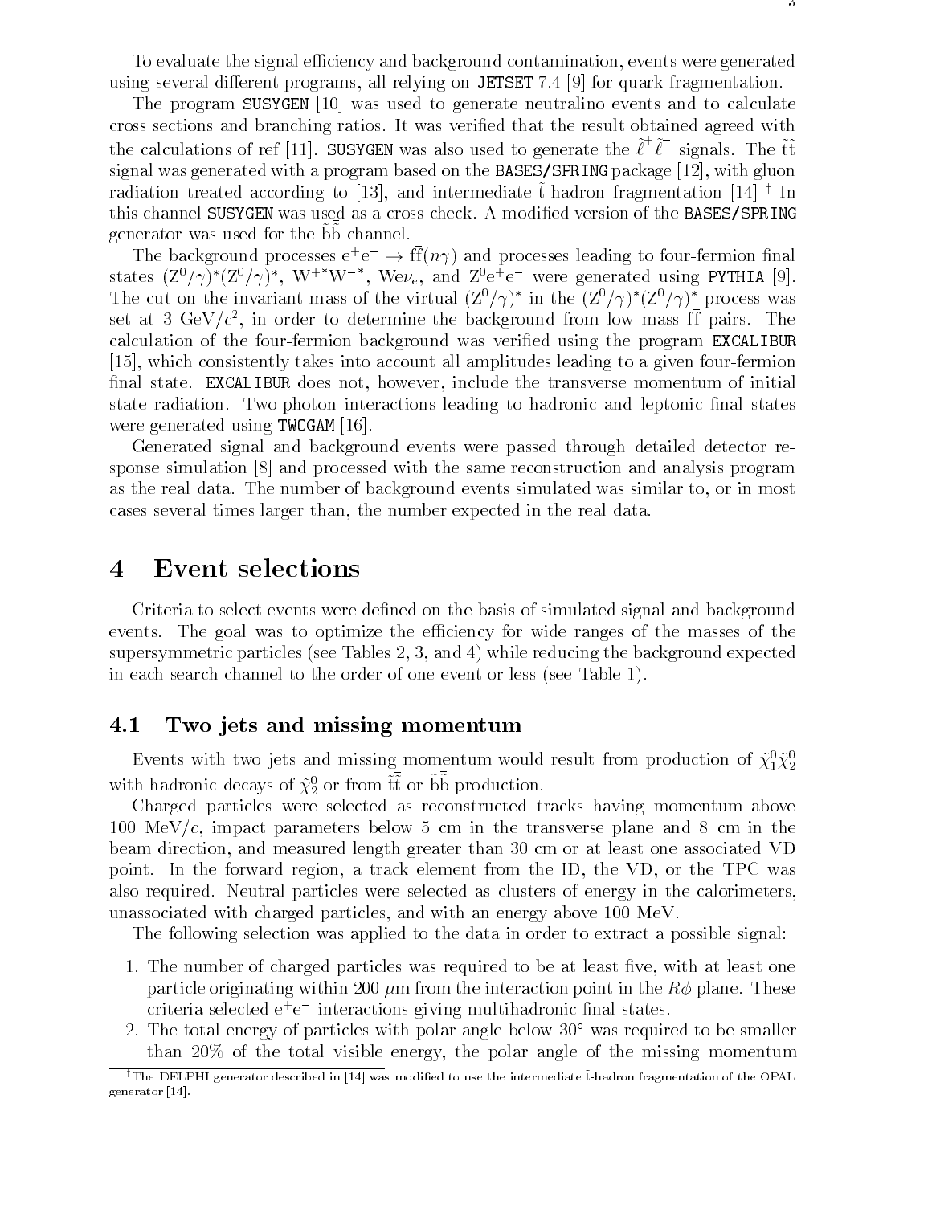To evaluate the signal efficiency and background contamination, events were generated using several different programs, all relying on JETSET 7.4 [9] for quark fragmentation.

The program SUSYGEN [10] was used to generate neutralino events and to calculate cross sections and branching ratios. It was verified that the result obtained agreed with the calculations of ref [11]. SUSYGEN was also used to generate the $\tilde{\ell}^+\tilde{\ell}^-$ signals. The $\tilde{t}\bar{\tilde{t}}$ signal was generated with a program based on the BASES/SPRING package [12], with gluon radiation treated according to [13], and intermediate $\tilde{t}$-hadron fragmentation [14] [†] In this channel SUSYGEN was used as a cross check. A modified version of the BASES/SPRING generator was used for the $\tilde{b}\bar{\tilde{b}}$ channel.

The background processes $e^+e^- \rightarrow f\bar{f}(n\gamma)$ and processes leading to four-fermion final states $(Z^0/\gamma)^*(Z^0/\gamma)^*$, $W^{+*}W^{-*}$, $We\nu_e$, and $Z^0e^+e^-$ were generated using PYTHIA [9]. The cut on the invariant mass of the virtual $(Z^0/\gamma)^*$ in the $(Z^0/\gamma)^*(Z^0/\gamma)^*$ process was set at 3 GeV/$c^2$, in order to determine the background from low mass $f\bar{f}$ pairs. The calculation of the four-fermion background was verified using the program EXCALIBUR [15], which consistently takes into account all amplitudes leading to a given four-fermion final state. EXCALIBUR does not, however, include the transverse momentum of initial state radiation. Two-photon interactions leading to hadronic and leptonic final states were generated using TWOGAM [16].

Generated signal and background events were passed through detailed detector response simulation [8] and processed with the same reconstruction and analysis program as the real data. The number of background events simulated was similar to, or in most cases several times larger than, the number expected in the real data.

# 4 Event selections

Criteria to select events were defined on the basis of simulated signal and background events. The goal was to optimize the efficiency for wide ranges of the masses of the supersymmetric particles (see Tables 2, 3, and 4) while reducing the background expected in each search channel to the order of one event or less (see Table 1).

## 4.1 Two jets and missing momentum

Events with two jets and missing momentum would result from production of $\tilde{\chi}^0_1\tilde{\chi}^0_2$ with hadronic decays of $\tilde{\chi}^0_2$ or from $\tilde{t}\bar{\tilde{t}}$ or $\tilde{b}\bar{\tilde{b}}$ production.

Charged particles were selected as reconstructed tracks having momentum above 100 MeV/$c$, impact parameters below 5 cm in the transverse plane and 8 cm in the beam direction, and measured length greater than 30 cm or at least one associated VD point. In the forward region, a track element from the ID, the VD, or the TPC was also required. Neutral particles were selected as clusters of energy in the calorimeters, unassociated with charged particles, and with an energy above 100 MeV.

The following selection was applied to the data in order to extract a possible signal:

1. The number of charged particles was required to be at least five, with at least one particle originating within 200 $\mu$m from the interaction point in the $R\phi$ plane. These criteria selected $e^+e^-$ interactions giving multihadronic final states.
2. The total energy of particles with polar angle below 30° was required to be smaller than 20% of the total visible energy, the polar angle of the missing momentum

[†] The DELPHI generator described in [14] was modified to use the intermediate $\tilde{t}$-hadron fragmentation of the OPAL generator [14].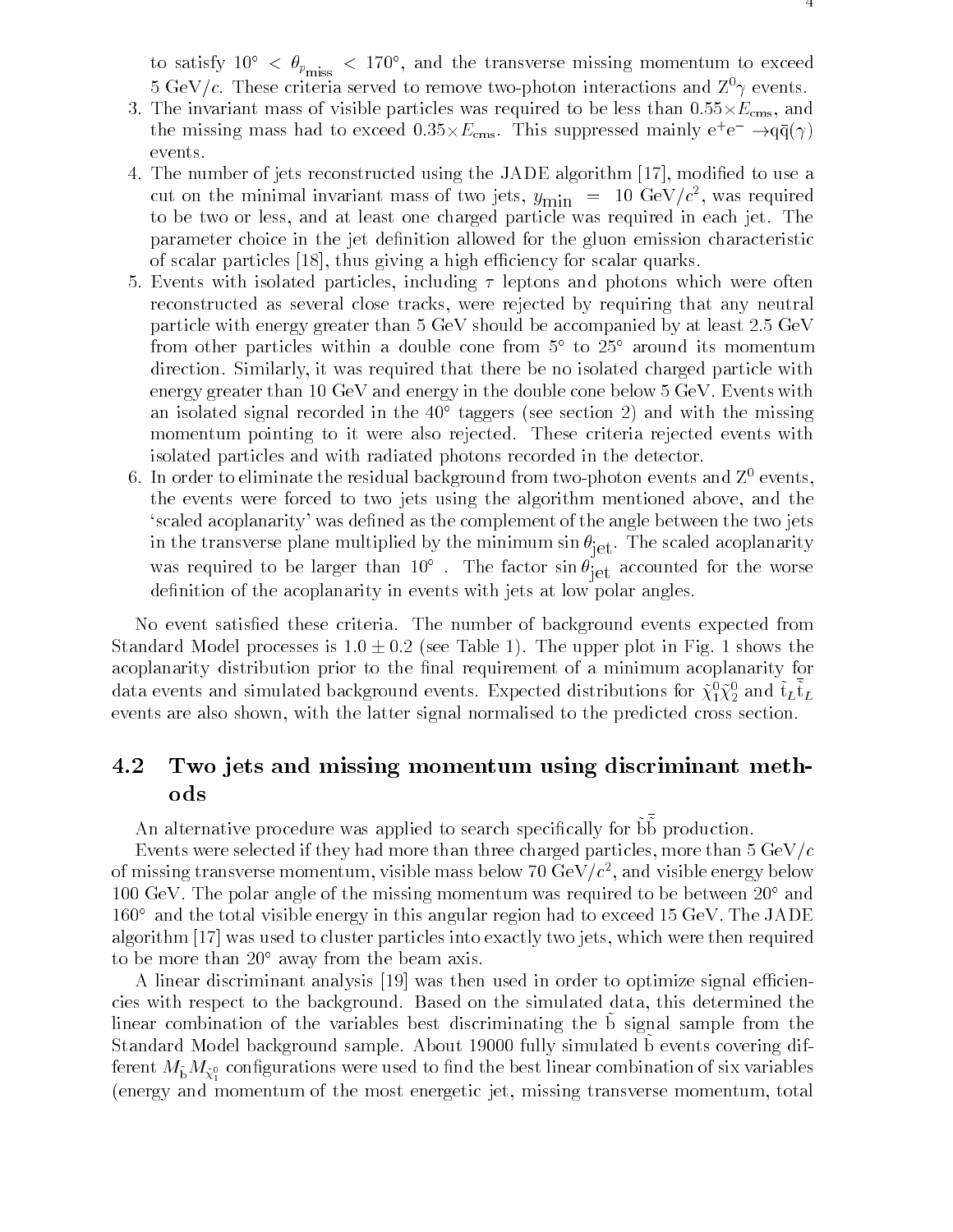to satisfy $10^\circ < \theta_{p_{\rm miss}} < 170^\circ$, and the transverse missing momentum to exceed 5 GeV/$c$. These criteria served to remove two-photon interactions and $Z^0\gamma$ events.

3. The invariant mass of visible particles was required to be less than $0.55\times E_{\rm cms}$, and the missing mass had to exceed $0.35\times E_{\rm cms}$. This suppressed mainly $e^+e^- \to q\bar{q}(\gamma)$ events.
4. The number of jets reconstructed using the JADE algorithm [17], modified to use a cut on the minimal invariant mass of two jets, $y_{\rm min} = 10$ GeV/$c^2$, was required to be two or less, and at least one charged particle was required in each jet. The parameter choice in the jet definition allowed for the gluon emission characteristic of scalar particles [18], thus giving a high efficiency for scalar quarks.
5. Events with isolated particles, including $\tau$ leptons and photons which were often reconstructed as several close tracks, were rejected by requiring that any neutral particle with energy greater than 5 GeV should be accompanied by at least 2.5 GeV from other particles within a double cone from 5° to 25° around its momentum direction. Similarly, it was required that there be no isolated charged particle with energy greater than 10 GeV and energy in the double cone below 5 GeV. Events with an isolated signal recorded in the 40° taggers (see section 2) and with the missing momentum pointing to it were also rejected. These criteria rejected events with isolated particles and with radiated photons recorded in the detector.
6. In order to eliminate the residual background from two-photon events and $Z^0$ events, the events were forced to two jets using the algorithm mentioned above, and the 'scaled acoplanarity' was defined as the complement of the angle between the two jets in the transverse plane multiplied by the minimum $\sin\theta_{\rm jet}$. The scaled acoplanarity was required to be larger than 10° . The factor $\sin\theta_{\rm jet}$ accounted for the worse definition of the acoplanarity in events with jets at low polar angles.

No event satisfied these criteria. The number of background events expected from Standard Model processes is $1.0 \pm 0.2$ (see Table 1). The upper plot in Fig. 1 shows the acoplanarity distribution prior to the final requirement of a minimum acoplanarity for data events and simulated background events. Expected distributions for $\tilde{\chi}^0_1\tilde{\chi}^0_2$ and $\tilde{t}_L\bar{\tilde{t}}_L$ events are also shown, with the latter signal normalised to the predicted cross section.

## 4.2 Two jets and missing momentum using discriminant methods

An alternative procedure was applied to search specifically for $\tilde{b}\bar{\tilde{b}}$ production.

Events were selected if they had more than three charged particles, more than 5 GeV/$c$ of missing transverse momentum, visible mass below 70 GeV/$c^2$, and visible energy below 100 GeV. The polar angle of the missing momentum was required to be between 20° and 160° and the total visible energy in this angular region had to exceed 15 GeV. The JADE algorithm [17] was used to cluster particles into exactly two jets, which were then required to be more than 20° away from the beam axis.

A linear discriminant analysis [19] was then used in order to optimize signal efficiencies with respect to the background. Based on the simulated data, this determined the linear combination of the variables best discriminating the $\tilde{b}$ signal sample from the Standard Model background sample. About 19000 fully simulated $\tilde{b}$ events covering different $M_{\tilde{b}}M_{\tilde{\chi}^0_1}$ configurations were used to find the best linear combination of six variables (energy and momentum of the most energetic jet, missing transverse momentum, total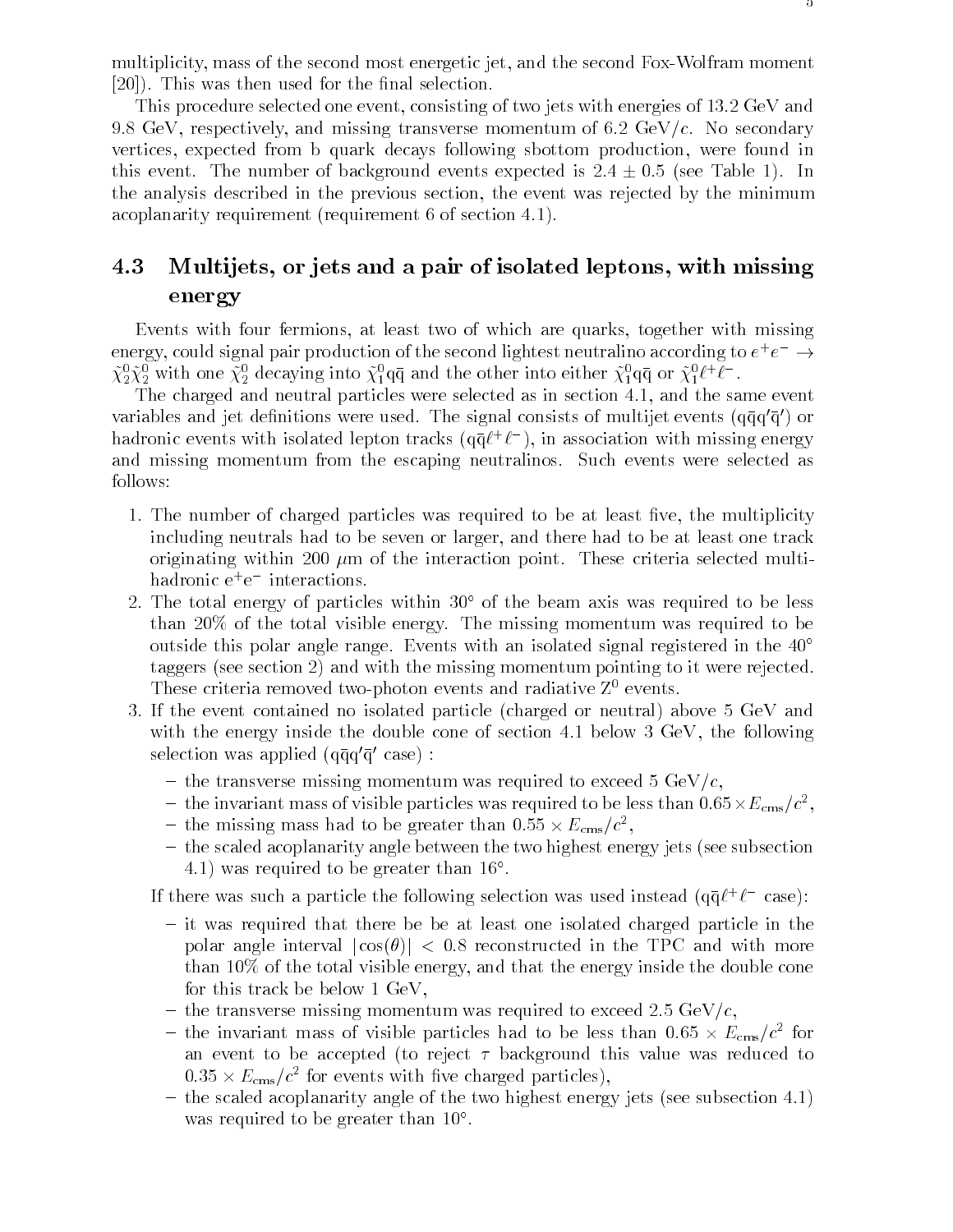multiplicity, mass of the second most energetic jet, and the second Fox-Wolfram moment [20]). This was then used for the final selection.

This procedure selected one event, consisting of two jets with energies of 13.2 GeV and 9.8 GeV, respectively, and missing transverse momentum of 6.2 GeV/$c$. No secondary vertices, expected from b quark decays following sbottom production, were found in this event. The number of background events expected is $2.4 \pm 0.5$ (see Table 1). In the analysis described in the previous section, the event was rejected by the minimum acoplanarity requirement (requirement 6 of section 4.1).

## 4.3 Multijets, or jets and a pair of isolated leptons, with missing energy

Events with four fermions, at least two of which are quarks, together with missing energy, could signal pair production of the second lightest neutralino according to $e^+e^- \rightarrow \tilde{\chi}^0_2\tilde{\chi}^0_2$ with one $\tilde{\chi}^0_2$ decaying into $\tilde{\chi}^0_1 \mathrm{q\bar{q}}$ and the other into either $\tilde{\chi}^0_1 \mathrm{q\bar{q}}$ or $\tilde{\chi}^0_1 \ell^+\ell^-$.

The charged and neutral particles were selected as in section 4.1, and the same event variables and jet definitions were used. The signal consists of multijet events ($\mathrm{q\bar{q}q'\bar{q}'}$) or hadronic events with isolated lepton tracks ($\mathrm{q\bar{q}}\ell^+\ell^-$), in association with missing energy and missing momentum from the escaping neutralinos. Such events were selected as follows:

1. The number of charged particles was required to be at least five, the multiplicity including neutrals had to be seven or larger, and there had to be at least one track originating within 200 $\mu$m of the interaction point. These criteria selected multi-hadronic $\mathrm{e^+e^-}$ interactions.
2. The total energy of particles within 30° of the beam axis was required to be less than 20% of the total visible energy. The missing momentum was required to be outside this polar angle range. Events with an isolated signal registered in the 40° taggers (see section 2) and with the missing momentum pointing to it were rejected. These criteria removed two-photon events and radiative $\mathrm{Z^0}$ events.
3. If the event contained no isolated particle (charged or neutral) above 5 GeV and with the energy inside the double cone of section 4.1 below 3 GeV, the following selection was applied ($\mathrm{q\bar{q}q'\bar{q}'}$ case) :
   - the transverse missing momentum was required to exceed 5 GeV/$c$,
   - the invariant mass of visible particles was required to be less than $0.65 \times E_{\mathrm{cms}}/c^2$,
   - the missing mass had to be greater than $0.55 \times E_{\mathrm{cms}}/c^2$,
   - the scaled acoplanarity angle between the two highest energy jets (see subsection 4.1) was required to be greater than 16°.

   If there was such a particle the following selection was used instead ($\mathrm{q\bar{q}}\ell^+\ell^-$ case):
   - it was required that there be be at least one isolated charged particle in the polar angle interval $|\cos(\theta)| < 0.8$ reconstructed in the TPC and with more than 10% of the total visible energy, and that the energy inside the double cone for this track be below 1 GeV,
   - the transverse missing momentum was required to exceed 2.5 GeV/$c$,
   - the invariant mass of visible particles had to be less than $0.65 \times E_{\mathrm{cms}}/c^2$ for an event to be accepted (to reject $\tau$ background this value was reduced to $0.35 \times E_{\mathrm{cms}}/c^2$ for events with five charged particles),
   - the scaled acoplanarity angle of the two highest energy jets (see subsection 4.1) was required to be greater than 10°.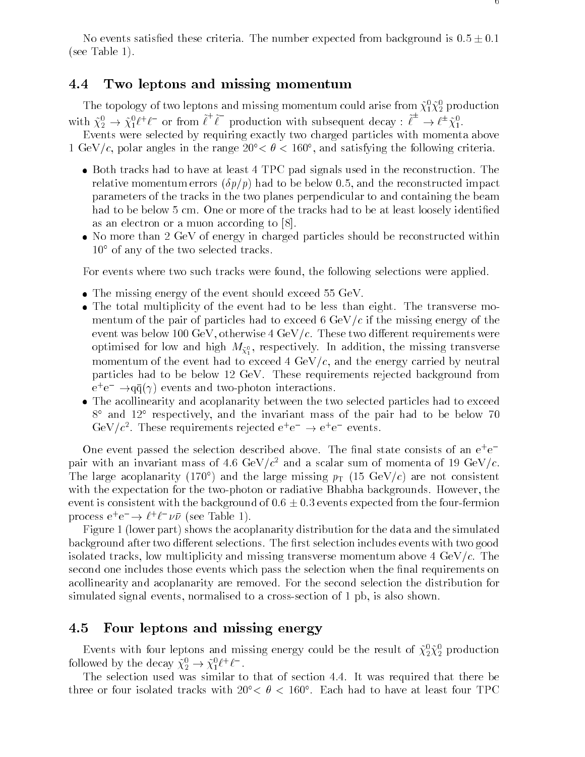No events satisfied these criteria. The number expected from background is $0.5 \pm 0.1$ (see Table 1).

## 4.4 Two leptons and missing momentum

The topology of two leptons and missing momentum could arise from $\tilde{\chi}^0_1\tilde{\chi}^0_2$ production with $\tilde{\chi}^0_2 \to \tilde{\chi}^0_1 \ell^+\ell^-$ or from $\tilde{\ell}^+\tilde{\ell}^-$ production with subsequent decay : $\tilde{\ell}^\pm \to \ell^\pm \tilde{\chi}^0_1$.

Events were selected by requiring exactly two charged particles with momenta above 1 GeV/$c$, polar angles in the range 20°$< \theta <$ 160°, and satisfying the following criteria.

- Both tracks had to have at least 4 TPC pad signals used in the reconstruction. The relative momentum errors ($\delta p/p$) had to be below 0.5, and the reconstructed impact parameters of the tracks in the two planes perpendicular to and containing the beam had to be below 5 cm. One or more of the tracks had to be at least loosely identified as an electron or a muon according to [8].
- No more than 2 GeV of energy in charged particles should be reconstructed within 10° of any of the two selected tracks.

For events where two such tracks were found, the following selections were applied.

- The missing energy of the event should exceed 55 GeV.
- The total multiplicity of the event had to be less than eight. The transverse momentum of the pair of particles had to exceed 6 GeV/$c$ if the missing energy of the event was below 100 GeV, otherwise 4 GeV/$c$. These two different requirements were optimised for low and high $M_{\tilde{\chi}^0_1}$, respectively. In addition, the missing transverse momentum of the event had to exceed 4 GeV/$c$, and the energy carried by neutral particles had to be below 12 GeV. These requirements rejected background from $e^+e^- \to q\bar{q}(\gamma)$ events and two-photon interactions.
- The acollinearity and acoplanarity between the two selected particles had to exceed 8° and 12° respectively, and the invariant mass of the pair had to be below 70 GeV/$c^2$. These requirements rejected $e^+e^- \to e^+e^-$ events.

One event passed the selection described above. The final state consists of an $e^+e^-$ pair with an invariant mass of 4.6 GeV/$c^2$ and a scalar sum of momenta of 19 GeV/$c$. The large acoplanarity (170°) and the large missing $p_T$ (15 GeV/$c$) are not consistent with the expectation for the two-photon or radiative Bhabha backgrounds. However, the event is consistent with the background of $0.6 \pm 0.3$ events expected from the four-fermion process $e^+e^- \to \ell^+\ell^-\nu\bar{\nu}$ (see Table 1).

Figure 1 (lower part) shows the acoplanarity distribution for the data and the simulated background after two different selections. The first selection includes events with two good isolated tracks, low multiplicity and missing transverse momentum above 4 GeV/$c$. The second one includes those events which pass the selection when the final requirements on acollinearity and acoplanarity are removed. For the second selection the distribution for simulated signal events, normalised to a cross-section of 1 pb, is also shown.

## 4.5 Four leptons and missing energy

Events with four leptons and missing energy could be the result of $\tilde{\chi}^0_2\tilde{\chi}^0_2$ production followed by the decay $\tilde{\chi}^0_2 \to \tilde{\chi}^0_1 \ell^+\ell^-$.

The selection used was similar to that of section 4.4. It was required that there be three or four isolated tracks with 20°$< \theta <$ 160°. Each had to have at least four TPC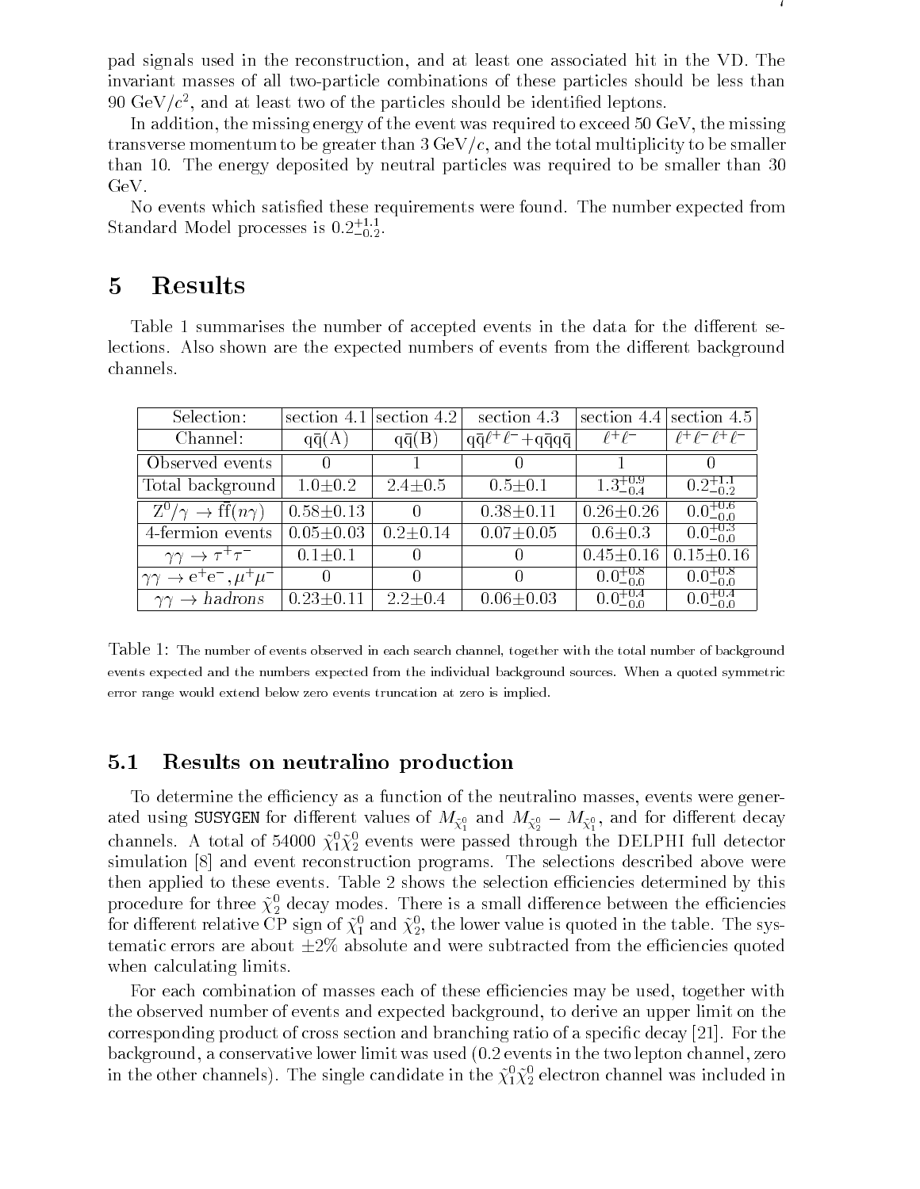pad signals used in the reconstruction, and at least one associated hit in the VD. The invariant masses of all two-particle combinations of these particles should be less than 90 GeV/$c^2$, and at least two of the particles should be identified leptons.

In addition, the missing energy of the event was required to exceed 50 GeV, the missing transverse momentum to be greater than 3 GeV/$c$, and the total multiplicity to be smaller than 10. The energy deposited by neutral particles was required to be smaller than 30 GeV.

No events which satisfied these requirements were found. The number expected from Standard Model processes is $0.2^{+1.1}_{-0.2}$.

# 5 Results

Table 1 summarises the number of accepted events in the data for the different selections. Also shown are the expected numbers of events from the different background channels.

| Selection: | section 4.1 | section 4.2 | section 4.3 | section 4.4 | section 4.5 |
|---|---|---|---|---|---|
| Channel: | $q\bar{q}$(A) | $q\bar{q}$(B) | $q\bar{q}\ell^+\ell^-$+$q\bar{q}q\bar{q}$ | $\ell^+\ell^-$ | $\ell^+\ell^-\ell^+\ell^-$ |
| Observed events | 0 | 1 | 0 | 1 | 0 |
| Total background | 1.0±0.2 | 2.4±0.5 | 0.5±0.1 | $1.3^{+0.9}_{-0.4}$ | $0.2^{+1.1}_{-0.2}$ |
| $Z^0/\gamma \to f\bar{f}(n\gamma)$ | 0.58±0.13 | 0 | 0.38±0.11 | 0.26±0.26 | $0.0^{+0.6}_{-0.0}$ |
| 4-fermion events | 0.05±0.03 | 0.2±0.14 | 0.07±0.05 | 0.6±0.3 | $0.0^{+0.3}_{-0.0}$ |
| $\gamma\gamma \to \tau^+\tau^-$ | 0.1±0.1 | 0 | 0 | 0.45±0.16 | 0.15±0.16 |
| $\gamma\gamma \to e^+e^-, \mu^+\mu^-$ | 0 | 0 | 0 | $0.0^{+0.8}_{-0.0}$ | $0.0^{+0.8}_{-0.0}$ |
| $\gamma\gamma \to$ *hadrons* | 0.23±0.11 | 2.2±0.4 | 0.06±0.03 | $0.0^{+0.4}_{-0.0}$ | $0.0^{+0.4}_{-0.0}$ |

Table 1: The number of events observed in each search channel, together with the total number of background events expected and the numbers expected from the individual background sources. When a quoted symmetric error range would extend below zero events truncation at zero is implied.

## 5.1 Results on neutralino production

To determine the efficiency as a function of the neutralino masses, events were generated using `SUSYGEN` for different values of $M_{\tilde{\chi}^0_1}$ and $M_{\tilde{\chi}^0_2} - M_{\tilde{\chi}^0_1}$, and for different decay channels. A total of 54000 $\tilde{\chi}^0_1\tilde{\chi}^0_2$ events were passed through the DELPHI full detector simulation [8] and event reconstruction programs. The selections described above were then applied to these events. Table 2 shows the selection efficiencies determined by this procedure for three $\tilde{\chi}^0_2$ decay modes. There is a small difference between the efficiencies for different relative CP sign of $\tilde{\chi}^0_1$ and $\tilde{\chi}^0_2$, the lower value is quoted in the table. The systematic errors are about ±2% absolute and were subtracted from the efficiencies quoted when calculating limits.

For each combination of masses each of these efficiencies may be used, together with the observed number of events and expected background, to derive an upper limit on the corresponding product of cross section and branching ratio of a specific decay [21]. For the background, a conservative lower limit was used (0.2 events in the two lepton channel, zero in the other channels). The single candidate in the $\tilde{\chi}^0_1\tilde{\chi}^0_2$ electron channel was included in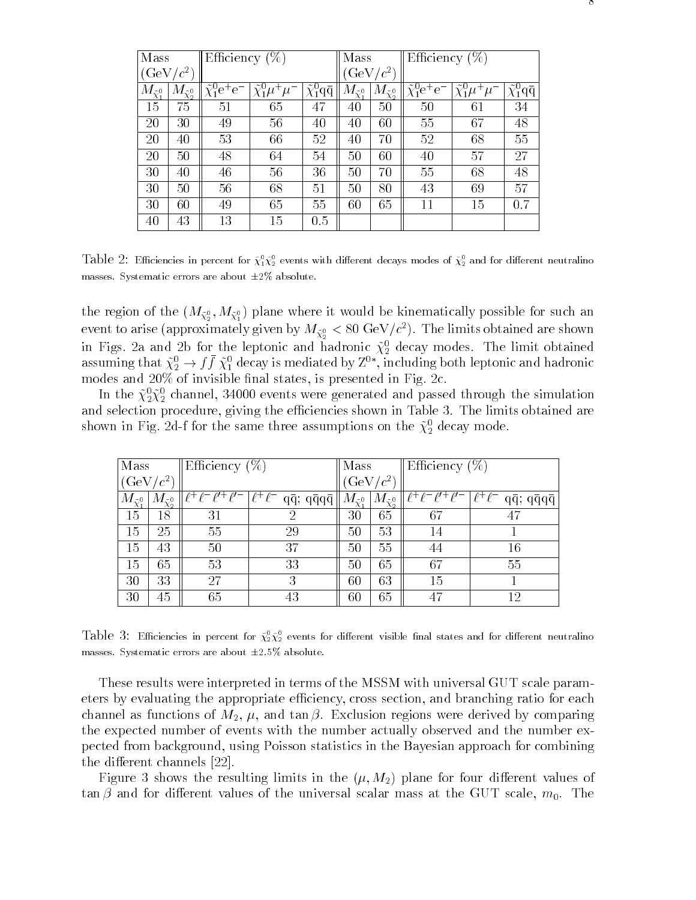| Mass ($\mathrm{GeV}/c^2$) | | Efficiency (%) | | | Mass ($\mathrm{GeV}/c^2$) | | Efficiency (%) | | |
|---|---|---|---|---|---|---|---|---|---|
| $M_{\tilde{\chi}_1^0}$ | $M_{\tilde{\chi}_2^0}$ | $\tilde{\chi}_1^0 \mathrm{e}^+\mathrm{e}^-$ | $\tilde{\chi}_1^0 \mu^+\mu^-$ | $\tilde{\chi}_1^0 \mathrm{q}\bar{\mathrm{q}}$ | $M_{\tilde{\chi}_1^0}$ | $M_{\tilde{\chi}_2^0}$ | $\tilde{\chi}_1^0 \mathrm{e}^+\mathrm{e}^-$ | $\tilde{\chi}_1^0 \mu^+\mu^-$ | $\tilde{\chi}_1^0 \mathrm{q}\bar{\mathrm{q}}$ |
| 15 | 75 | 51 | 65 | 47 | 40 | 50 | 50 | 61 | 34 |
| 20 | 30 | 49 | 56 | 40 | 40 | 60 | 55 | 67 | 48 |
| 20 | 40 | 53 | 66 | 52 | 40 | 70 | 52 | 68 | 55 |
| 20 | 50 | 48 | 64 | 54 | 50 | 60 | 40 | 57 | 27 |
| 30 | 40 | 46 | 56 | 36 | 50 | 70 | 55 | 68 | 48 |
| 30 | 50 | 56 | 68 | 51 | 50 | 80 | 43 | 69 | 57 |
| 30 | 60 | 49 | 65 | 55 | 60 | 65 | 11 | 15 | 0.7 |
| 40 | 43 | 13 | 15 | 0.5 | | | | | |

Table 2: Efficiencies in percent for $\tilde{\chi}_1^0\tilde{\chi}_2^0$ events with different decays modes of $\tilde{\chi}_2^0$ and for different neutralino masses. Systematic errors are about $\pm 2\%$ absolute.

the region of the $(M_{\tilde{\chi}_2^0}, M_{\tilde{\chi}_1^0})$ plane where it would be kinematically possible for such an event to arise (approximately given by $M_{\tilde{\chi}_2^0} < 80$ GeV/$c^2$). The limits obtained are shown in Figs. 2a and 2b for the leptonic and hadronic $\tilde{\chi}_2^0$ decay modes. The limit obtained assuming that $\tilde{\chi}_2^0 \to f\bar{f}\,\tilde{\chi}_1^0$ decay is mediated by $\mathrm{Z}^{0*}$, including both leptonic and hadronic modes and 20% of invisible final states, is presented in Fig. 2c.

In the $\tilde{\chi}_2^0\tilde{\chi}_2^0$ channel, 34000 events were generated and passed through the simulation and selection procedure, giving the efficiencies shown in Table 3. The limits obtained are shown in Fig. 2d-f for the same three assumptions on the $\tilde{\chi}_2^0$ decay mode.

| Mass ($\mathrm{GeV}/c^2$) | | Efficiency (%) | | Mass ($\mathrm{GeV}/c^2$) | | Efficiency (%) | |
|---|---|---|---|---|---|---|---|
| $M_{\tilde{\chi}_1^0}$ | $M_{\tilde{\chi}_2^0}$ | $\ell^+\ell^-\ell^+\ell^-$ | $\ell^+\ell^-$ $\mathrm{q}\bar{\mathrm{q}}$; $\mathrm{q}\bar{\mathrm{q}}\mathrm{q}\bar{\mathrm{q}}$ | $M_{\tilde{\chi}_1^0}$ | $M_{\tilde{\chi}_2^0}$ | $\ell^+\ell^-\ell^+\ell^-$ | $\ell^+\ell^-$ $\mathrm{q}\bar{\mathrm{q}}$; $\mathrm{q}\bar{\mathrm{q}}\mathrm{q}\bar{\mathrm{q}}$ |
| 15 | 18 | 31 | 2 | 30 | 65 | 67 | 47 |
| 15 | 25 | 55 | 29 | 50 | 53 | 14 | 1 |
| 15 | 43 | 50 | 37 | 50 | 55 | 44 | 16 |
| 15 | 65 | 53 | 33 | 50 | 65 | 67 | 55 |
| 30 | 33 | 27 | 3 | 60 | 63 | 15 | 1 |
| 30 | 45 | 65 | 43 | 60 | 65 | 47 | 12 |

Table 3: Efficiencies in percent for $\tilde{\chi}_2^0\tilde{\chi}_2^0$ events for different visible final states and for different neutralino masses. Systematic errors are about $\pm 2.5\%$ absolute.

These results were interpreted in terms of the MSSM with universal GUT scale parameters by evaluating the appropriate efficiency, cross section, and branching ratio for each channel as functions of $M_2$, $\mu$, and $\tan\beta$. Exclusion regions were derived by comparing the expected number of events with the number actually observed and the number expected from background, using Poisson statistics in the Bayesian approach for combining the different channels [22].

Figure 3 shows the resulting limits in the $(\mu, M_2)$ plane for four different values of $\tan\beta$ and for different values of the universal scalar mass at the GUT scale, $m_0$. The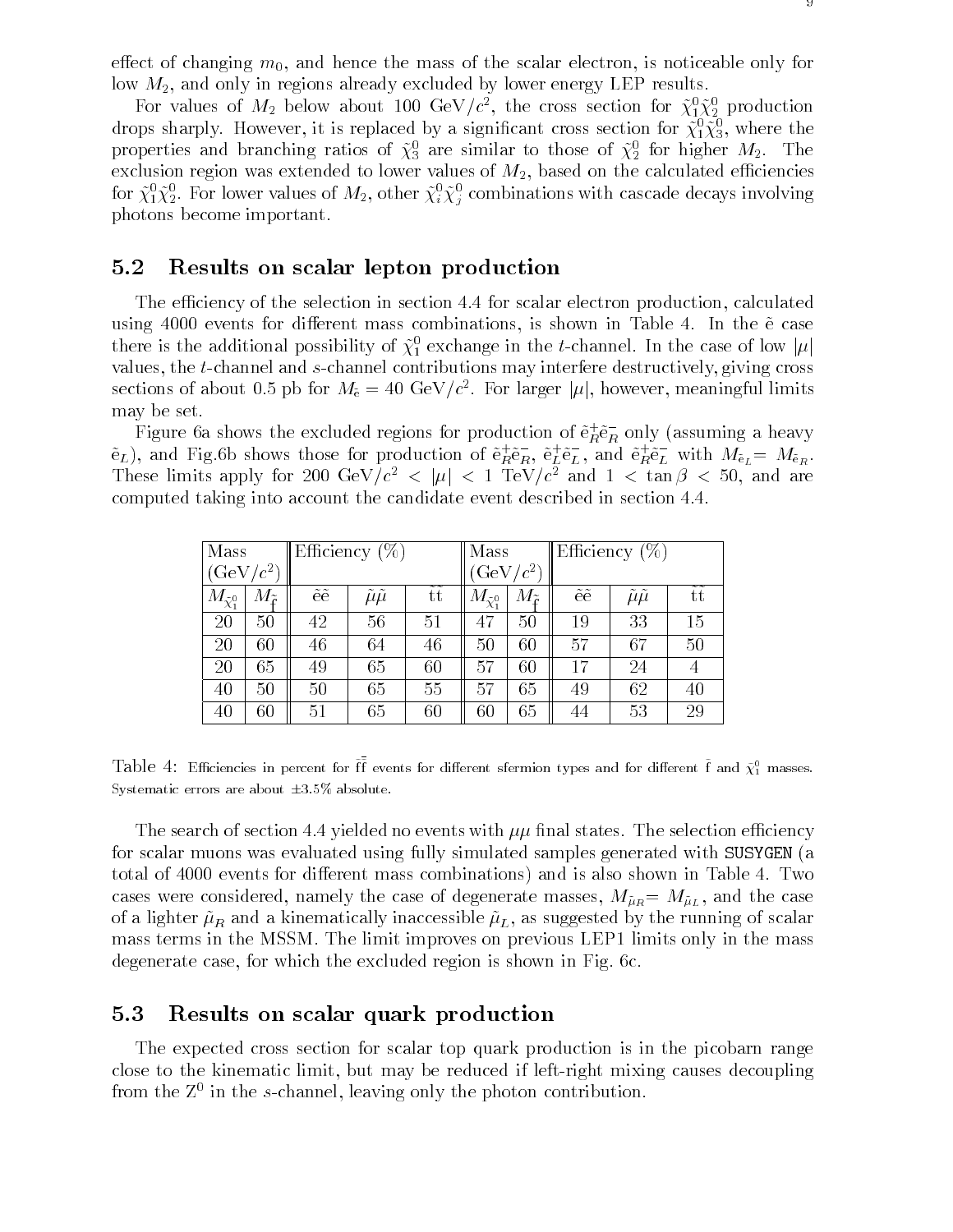effect of changing $m_0$, and hence the mass of the scalar electron, is noticeable only for low $M_2$, and only in regions already excluded by lower energy LEP results.

For values of $M_2$ below about 100 GeV/$c^2$, the cross section for $\tilde{\chi}_1^0\tilde{\chi}_2^0$ production drops sharply. However, it is replaced by a significant cross section for $\tilde{\chi}_1^0\tilde{\chi}_3^0$, where the properties and branching ratios of $\tilde{\chi}_3^0$ are similar to those of $\tilde{\chi}_2^0$ for higher $M_2$. The exclusion region was extended to lower values of $M_2$, based on the calculated efficiencies for $\tilde{\chi}_1^0\tilde{\chi}_2^0$. For lower values of $M_2$, other $\tilde{\chi}_i^0\tilde{\chi}_j^0$ combinations with cascade decays involving photons become important.

## 5.2 Results on scalar lepton production

The efficiency of the selection in section 4.4 for scalar electron production, calculated using 4000 events for different mass combinations, is shown in Table 4. In the $\tilde{e}$ case there is the additional possibility of $\tilde{\chi}_1^0$ exchange in the $t$-channel. In the case of low $|\mu|$ values, the $t$-channel and $s$-channel contributions may interfere destructively, giving cross sections of about 0.5 pb for $M_{\tilde{e}} = 40$ GeV/$c^2$. For larger $|\mu|$, however, meaningful limits may be set.

Figure 6a shows the excluded regions for production of $\tilde{e}_R^+\tilde{e}_R^-$ only (assuming a heavy $\tilde{e}_L$), and Fig.6b shows those for production of $\tilde{e}_R^+\tilde{e}_R^-$, $\tilde{e}_L^+\tilde{e}_L^-$, and $\tilde{e}_R^+\tilde{e}_L^-$ with $M_{\tilde{e}_L} = M_{\tilde{e}_R}$. These limits apply for 200 GeV/$c^2$ $< |\mu| <$ 1 TeV/$c^2$ and $1 < \tan\beta < 50$, and are computed taking into account the candidate event described in section 4.4.

| Mass (GeV/$c^2$) | | Efficiency (%) | | | Mass (GeV/$c^2$) | | Efficiency (%) | | |
|---|---|---|---|---|---|---|---|---|---|
| $M_{\tilde{\chi}_1^0}$ | $M_{\tilde{f}}$ | $\tilde{e}\tilde{e}$ | $\tilde{\mu}\tilde{\mu}$ | $\tilde{t}\tilde{t}$ | $M_{\tilde{\chi}_1^0}$ | $M_{\tilde{f}}$ | $\tilde{e}\tilde{e}$ | $\tilde{\mu}\tilde{\mu}$ | $\tilde{t}\tilde{t}$ |
| 20 | 50 | 42 | 56 | 51 | 47 | 50 | 19 | 33 | 15 |
| 20 | 60 | 46 | 64 | 46 | 50 | 60 | 57 | 67 | 50 |
| 20 | 65 | 49 | 65 | 60 | 57 | 60 | 17 | 24 | 4 |
| 40 | 50 | 50 | 65 | 55 | 57 | 65 | 49 | 62 | 40 |
| 40 | 60 | 51 | 65 | 60 | 60 | 65 | 44 | 53 | 29 |

Table 4: Efficiencies in percent for $\tilde{f}\bar{\tilde{f}}$ events for different sfermion types and for different $\tilde{f}$ and $\tilde{\chi}_1^0$ masses. Systematic errors are about $\pm 3.5\%$ absolute.

The search of section 4.4 yielded no events with $\mu\mu$ final states. The selection efficiency for scalar muons was evaluated using fully simulated samples generated with SUSYGEN (a total of 4000 events for different mass combinations) and is also shown in Table 4. Two cases were considered, namely the case of degenerate masses, $M_{\tilde{\mu}_R} = M_{\tilde{\mu}_L}$, and the case of a lighter $\tilde{\mu}_R$ and a kinematically inaccessible $\tilde{\mu}_L$, as suggested by the running of scalar mass terms in the MSSM. The limit improves on previous LEP1 limits only in the mass degenerate case, for which the excluded region is shown in Fig. 6c.

## 5.3 Results on scalar quark production

The expected cross section for scalar top quark production is in the picobarn range close to the kinematic limit, but may be reduced if left-right mixing causes decoupling from the $Z^0$ in the $s$-channel, leaving only the photon contribution.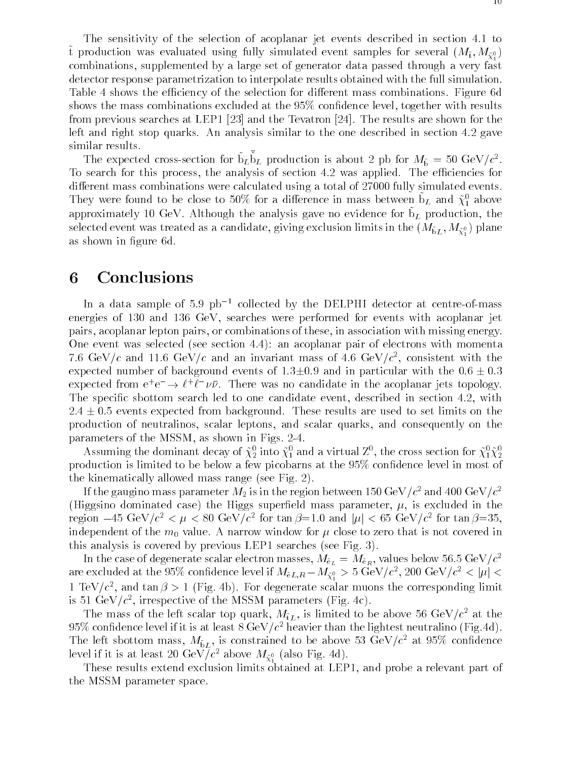The sensitivity of the selection of acoplanar jet events described in section 4.1 to $\tilde{t}$ production was evaluated using fully simulated event samples for several $(M_{\tilde{t}}, M_{\tilde{\chi}_1^0})$ combinations, supplemented by a large set of generator data passed through a very fast detector response parametrization to interpolate results obtained with the full simulation. Table 4 shows the efficiency of the selection for different mass combinations. Figure 6d shows the mass combinations excluded at the 95% confidence level, together with results from previous searches at LEP1 [23] and the Tevatron [24]. The results are shown for the left and right stop quarks. An analysis similar to the one described in section 4.2 gave similar results.

The expected cross-section for $\tilde{b}_L\bar{\tilde{b}}_L$ production is about 2 pb for $M_{\tilde{b}} = 50$ GeV/$c^2$. To search for this process, the analysis of section 4.2 was applied. The efficiencies for different mass combinations were calculated using a total of 27000 fully simulated events. They were found to be close to 50% for a difference in mass between $\tilde{b}_L$ and $\tilde{\chi}_1^0$ above approximately 10 GeV. Although the analysis gave no evidence for $\tilde{b}_L$ production, the selected event was treated as a candidate, giving exclusion limits in the $(M_{\tilde{b}_L}, M_{\tilde{\chi}_1^0})$ plane as shown in figure 6d.

# 6 Conclusions

In a data sample of 5.9 pb$^{-1}$ collected by the DELPHI detector at centre-of-mass energies of 130 and 136 GeV, searches were performed for events with acoplanar jet pairs, acoplanar lepton pairs, or combinations of these, in association with missing energy. One event was selected (see section 4.4): an acoplanar pair of electrons with momenta 7.6 GeV/$c$ and 11.6 GeV/$c$ and an invariant mass of 4.6 GeV/$c^2$, consistent with the expected number of background events of 1.3$\pm$0.9 and in particular with the 0.6 $\pm$ 0.3 expected from $e^+e^- \rightarrow \ell^+\ell^-\nu\bar{\nu}$. There was no candidate in the acoplanar jets topology. The specific sbottom search led to one candidate event, described in section 4.2, with 2.4 $\pm$ 0.5 events expected from background. These results are used to set limits on the production of neutralinos, scalar leptons, and scalar quarks, and consequently on the parameters of the MSSM, as shown in Figs. 2-4.

Assuming the dominant decay of $\tilde{\chi}_2^0$ into $\tilde{\chi}_1^0$ and a virtual $Z^0$, the cross section for $\tilde{\chi}_1^0\tilde{\chi}_2^0$ production is limited to be below a few picobarns at the 95% confidence level in most of the kinematically allowed mass range (see Fig. 2).

If the gaugino mass parameter $M_2$ is in the region between 150 GeV/$c^2$ and 400 GeV/$c^2$ (Higgsino dominated case) the Higgs superfield mass parameter, $\mu$, is excluded in the region $-45$ GeV/$c^2 < \mu < 80$ GeV/$c^2$ for $\tan\beta$=1.0 and $|\mu| < 65$ GeV/$c^2$ for $\tan\beta$=35, independent of the $m_0$ value. A narrow window for $\mu$ close to zero that is not covered in this analysis is covered by previous LEP1 searches (see Fig. 3).

In the case of degenerate scalar electron masses, $M_{\tilde{e}_L} = M_{\tilde{e}_R}$, values below 56.5 GeV/$c^2$ are excluded at the 95% confidence level if $M_{\tilde{e}L,R} - M_{\tilde{\chi}_1^0} > 5$ GeV/$c^2$, 200 GeV/$c^2 < |\mu| <$ 1 TeV/$c^2$, and $\tan\beta > 1$ (Fig. 4b). For degenerate scalar muons the corresponding limit is 51 GeV/$c^2$, irrespective of the MSSM parameters (Fig. 4c).

The mass of the left scalar top quark, $M_{\tilde{t}_L}$, is limited to be above 56 GeV/$c^2$ at the 95% confidence level if it is at least 8 GeV/$c^2$ heavier than the lightest neutralino (Fig.4d). The left sbottom mass, $M_{\tilde{b}_L}$, is constrained to be above 53 GeV/$c^2$ at 95% confidence level if it is at least 20 GeV/$c^2$ above $M_{\tilde{\chi}_1^0}$ (also Fig. 4d).

These results extend exclusion limits obtained at LEP1, and probe a relevant part of the MSSM parameter space.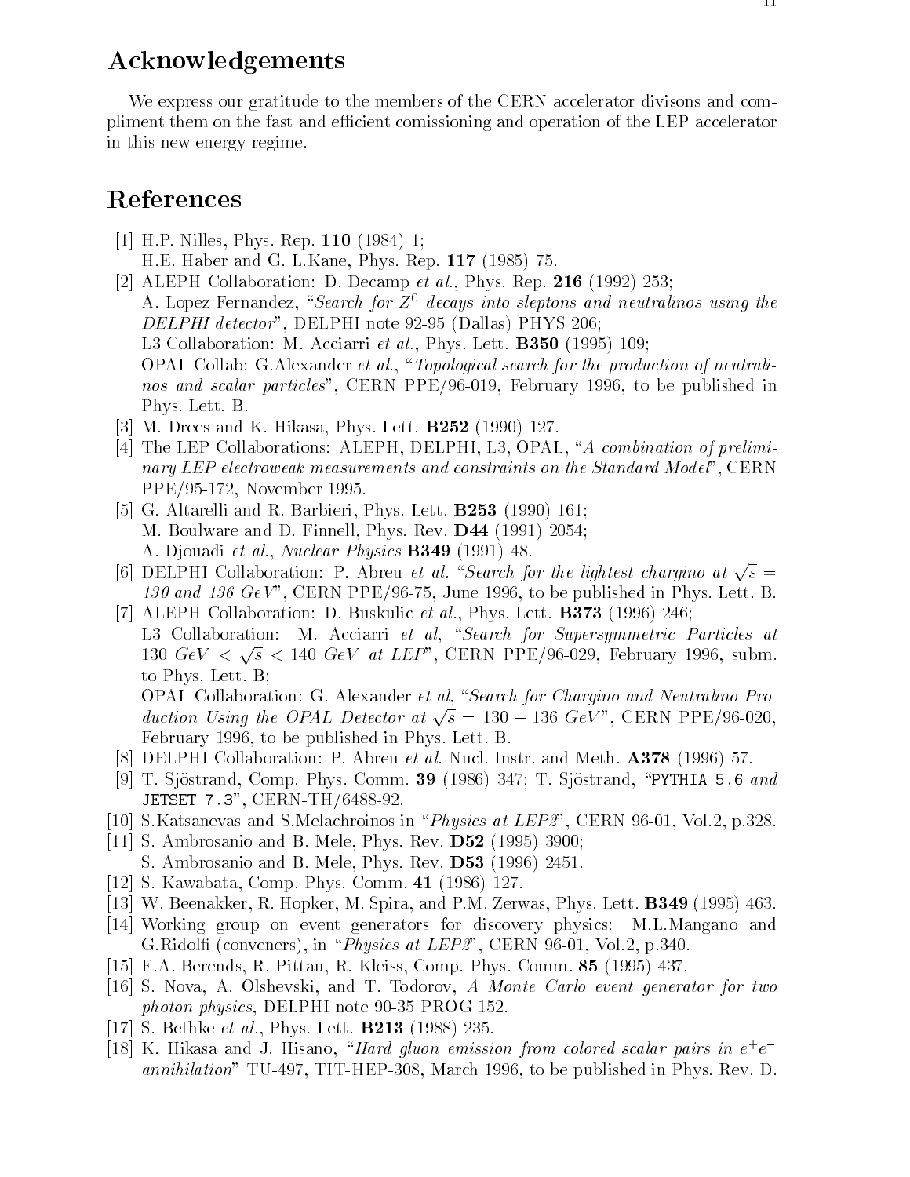## Acknowledgements

We express our gratitude to the members of the CERN accelerator divisons and compliment them on the fast and efficient comissioning and operation of the LEP accelerator in this new energy regime.

## References

[1] H.P. Nilles, Phys. Rep. **110** (1984) 1;
H.E. Haber and G. L.Kane, Phys. Rep. **117** (1985) 75.

[2] ALEPH Collaboration: D. Decamp *et al.*, Phys. Rep. **216** (1992) 253;
A. Lopez-Fernandez, "*Search for $Z^0$ decays into sleptons and neutralinos using the DELPHI detector*", DELPHI note 92-95 (Dallas) PHYS 206;
L3 Collaboration: M. Acciarri *et al.*, Phys. Lett. **B350** (1995) 109;
OPAL Collab: G.Alexander *et al.*, "*Topological search for the production of neutralinos and scalar particles*", CERN PPE/96-019, February 1996, to be published in Phys. Lett. B.

[3] M. Drees and K. Hikasa, Phys. Lett. **B252** (1990) 127.

[4] The LEP Collaborations: ALEPH, DELPHI, L3, OPAL, "*A combination of preliminary LEP electroweak measurements and constraints on the Standard Model*", CERN PPE/95-172, November 1995.

[5] G. Altarelli and R. Barbieri, Phys. Lett. **B253** (1990) 161;
M. Boulware and D. Finnell, Phys. Rev. **D44** (1991) 2054;
A. Djouadi *et al.*, *Nuclear Physics* **B349** (1991) 48.

[6] DELPHI Collaboration: P. Abreu *et al.* "*Search for the lightest chargino at $\sqrt{s}$ = 130 and 136 GeV*", CERN PPE/96-75, June 1996, to be published in Phys. Lett. B.

[7] ALEPH Collaboration: D. Buskulic *et al.*, Phys. Lett. **B373** (1996) 246;
L3 Collaboration: M. Acciarri *et al*, "*Search for Supersymmetric Particles at $130\ GeV < \sqrt{s} < 140\ GeV$ at LEP*", CERN PPE/96-029, February 1996, subm. to Phys. Lett. B;
OPAL Collaboration: G. Alexander *et al*, "*Search for Chargino and Neutralino Production Using the OPAL Detector at $\sqrt{s} = 130 - 136\ GeV$*", CERN PPE/96-020, February 1996, to be published in Phys. Lett. B.

[8] DELPHI Collaboration: P. Abreu *et al.* Nucl. Instr. and Meth. **A378** (1996) 57.

[9] T. Sjöstrand, Comp. Phys. Comm. **39** (1986) 347; T. Sjöstrand, "`PYTHIA 5.6` *and* `JETSET 7.3`", CERN-TH/6488-92.

[10] S.Katsanevas and S.Melachroinos in "*Physics at LEP2*", CERN 96-01, Vol.2, p.328.

[11] S. Ambrosanio and B. Mele, Phys. Rev. **D52** (1995) 3900;
S. Ambrosanio and B. Mele, Phys. Rev. **D53** (1996) 2451.

[12] S. Kawabata, Comp. Phys. Comm. **41** (1986) 127.

[13] W. Beenakker, R. Hopker, M. Spira, and P.M. Zerwas, Phys. Lett. **B349** (1995) 463.

[14] Working group on event generators for discovery physics: M.L.Mangano and G.Ridolfi (conveners), in "*Physics at LEP2*", CERN 96-01, Vol.2, p.340.

[15] F.A. Berends, R. Pittau, R. Kleiss, Comp. Phys. Comm. **85** (1995) 437.

[16] S. Nova, A. Olshevski, and T. Todorov, *A Monte Carlo event generator for two photon physics*, DELPHI note 90-35 PROG 152.

[17] S. Bethke *et al.*, Phys. Lett. **B213** (1988) 235.

[18] K. Hikasa and J. Hisano, "*Hard gluon emission from colored scalar pairs in $e^+e^-$ annihilation*" TU-497, TIT-HEP-308, March 1996, to be published in Phys. Rev. D.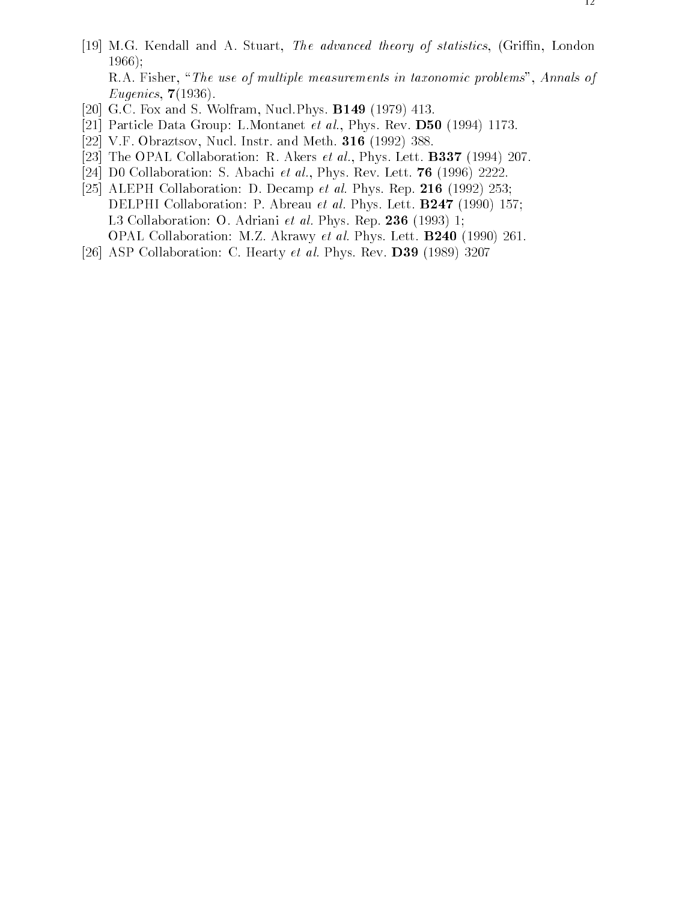[19] M.G. Kendall and A. Stuart, *The advanced theory of statistics*, (Griffin, London 1966);
R.A. Fisher, "*The use of multiple measurements in taxonomic problems*", *Annals of Eugenics*, **7**(1936).

[20] G.C. Fox and S. Wolfram, Nucl.Phys. **B149** (1979) 413.

[21] Particle Data Group: L.Montanet *et al.*, Phys. Rev. **D50** (1994) 1173.

[22] V.F. Obraztsov, Nucl. Instr. and Meth. **316** (1992) 388.

[23] The OPAL Collaboration: R. Akers *et al.*, Phys. Lett. **B337** (1994) 207.

[24] D0 Collaboration: S. Abachi *et al.*, Phys. Rev. Lett. **76** (1996) 2222.

[25] ALEPH Collaboration: D. Decamp *et al.* Phys. Rep. **216** (1992) 253;
DELPHI Collaboration: P. Abreau *et al.* Phys. Lett. **B247** (1990) 157;
L3 Collaboration: O. Adriani *et al.* Phys. Rep. **236** (1993) 1;
OPAL Collaboration: M.Z. Akrawy *et al.* Phys. Lett. **B240** (1990) 261.

[26] ASP Collaboration: C. Hearty *et al.* Phys. Rev. **D39** (1989) 3207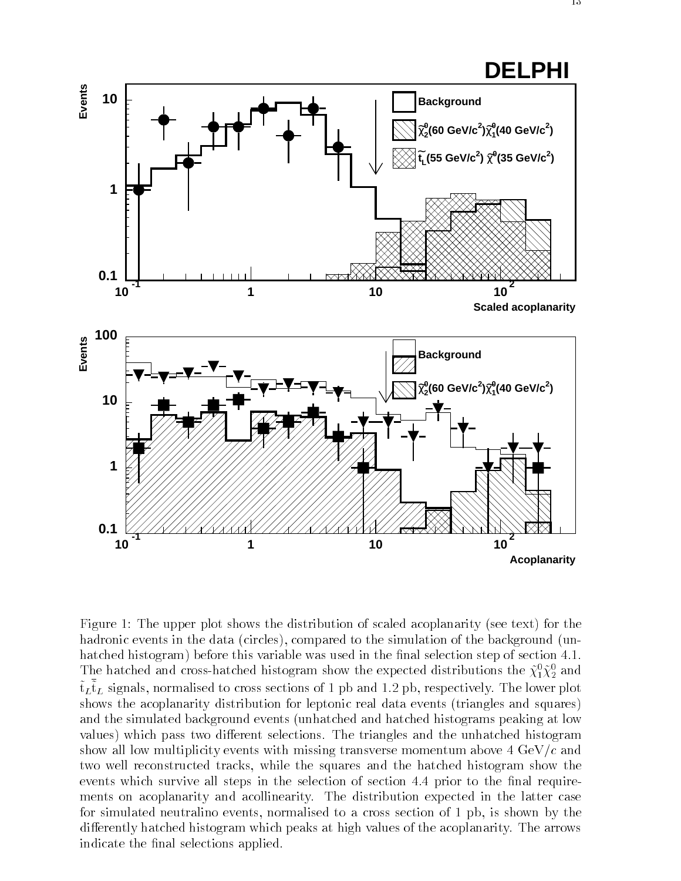Figure 1: The upper plot shows the distribution of scaled acoplanarity (see text) for the hadronic events in the data (circles), compared to the simulation of the background (unhatched histogram) before this variable was used in the final selection step of section 4.1. The hatched and cross-hatched histogram show the expected distributions the $\tilde{\chi}^0_1\tilde{\chi}^0_2$ and $\tilde{t}_L\bar{\tilde{t}}_L$ signals, normalised to cross sections of 1 pb and 1.2 pb, respectively. The lower plot shows the acoplanarity distribution for leptonic real data events (triangles and squares) and the simulated background events (unhatched and hatched histograms peaking at low values) which pass two different selections. The triangles and the unhatched histogram show all low multiplicity events with missing transverse momentum above 4 GeV/$c$ and two well reconstructed tracks, while the squares and the hatched histogram show the events which survive all steps in the selection of section 4.4 prior to the final requirements on acoplanarity and acollinearity. The distribution expected in the latter case for simulated neutralino events, normalised to a cross section of 1 pb, is shown by the differently hatched histogram which peaks at high values of the acoplanarity. The arrows indicate the final selections applied.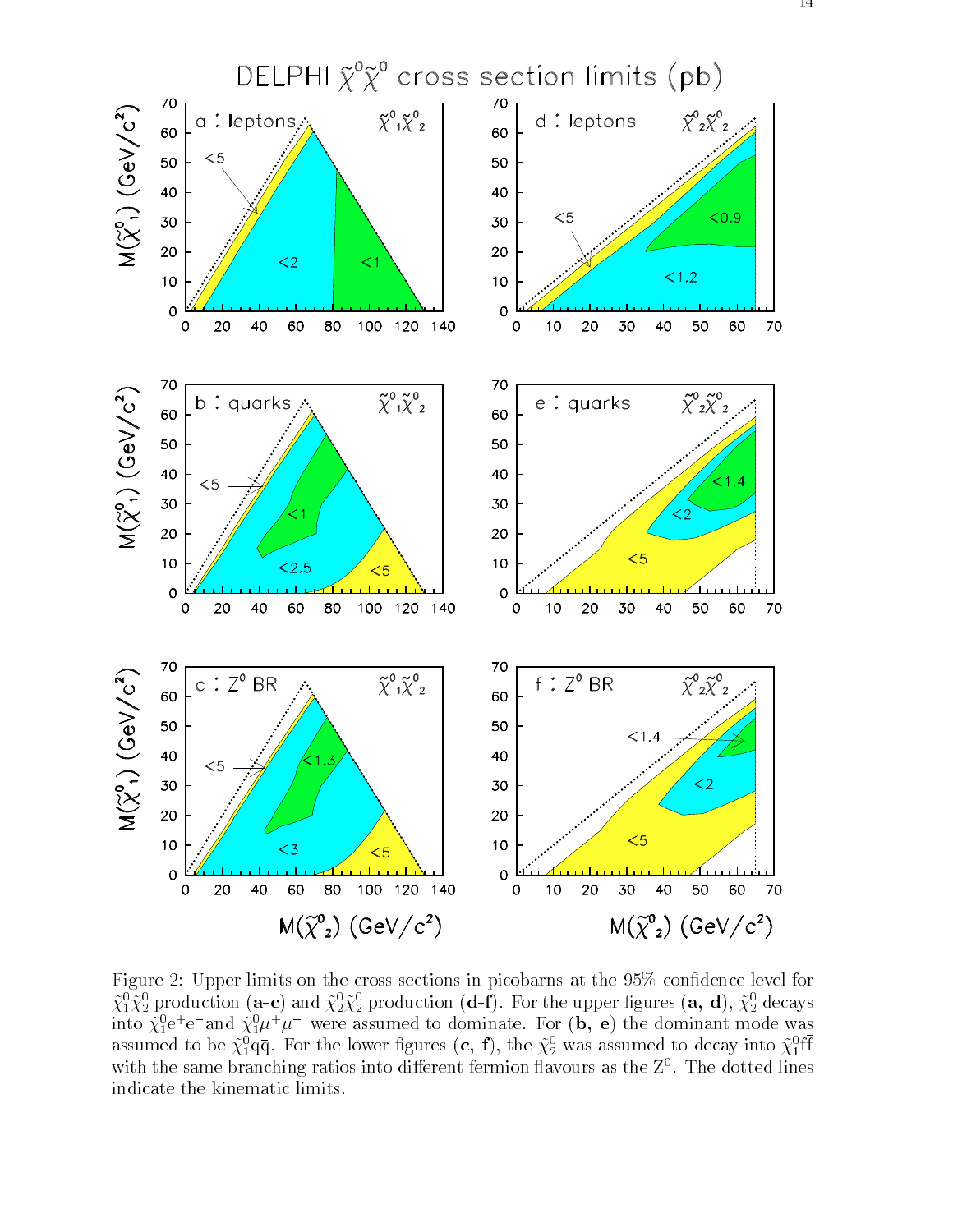Figure 2: Upper limits on the cross sections in picobarns at the 95% confidence level for $\tilde{\chi}^0_1\tilde{\chi}^0_2$ production (**a-c**) and $\tilde{\chi}^0_2\tilde{\chi}^0_2$ production (**d-f**). For the upper figures (**a, d**), $\tilde{\chi}^0_2$ decays into $\tilde{\chi}^0_1 e^+e^-$ and $\tilde{\chi}^0_1\mu^+\mu^-$ were assumed to dominate. For (**b, e**) the dominant mode was assumed to be $\tilde{\chi}^0_1 q\bar{q}$. For the lower figures (**c, f**), the $\tilde{\chi}^0_2$ was assumed to decay into $\tilde{\chi}^0_1 f\bar{f}$ with the same branching ratios into different fermion flavours as the $Z^0$. The dotted lines indicate the kinematic limits.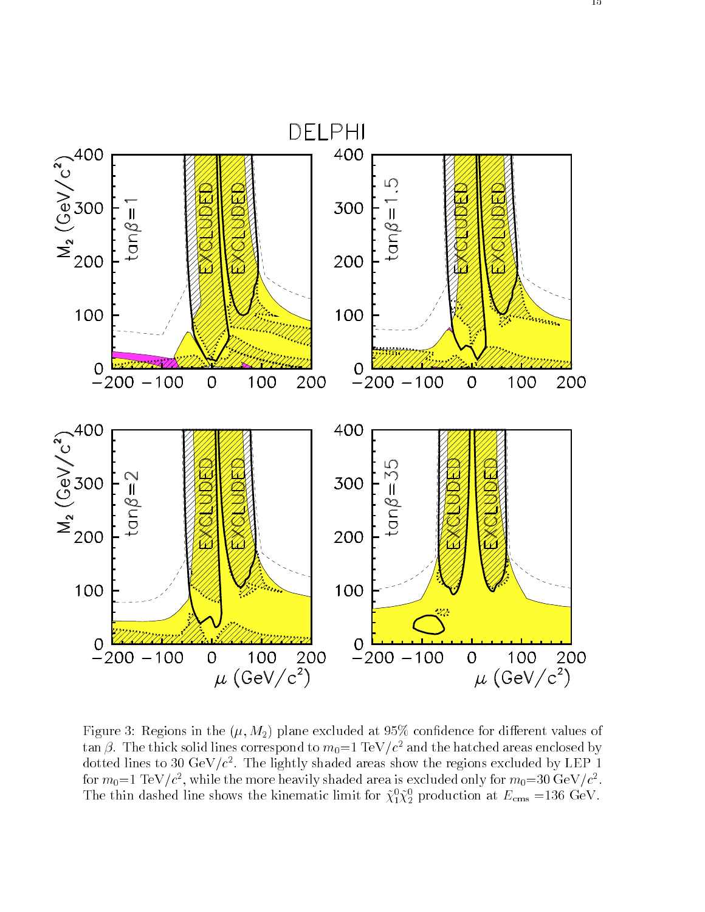Figure 3: Regions in the $(\mu, M_2)$ plane excluded at 95% confidence for different values of $\tan\beta$. The thick solid lines correspond to $m_0$=1 TeV/$c^2$ and the hatched areas enclosed by dotted lines to 30 GeV/$c^2$. The lightly shaded areas show the regions excluded by LEP 1 for $m_0$=1 TeV/$c^2$, while the more heavily shaded area is excluded only for $m_0$=30 GeV/$c^2$. The thin dashed line shows the kinematic limit for $\tilde{\chi}^0_1\tilde{\chi}^0_2$ production at $E_{\rm cms}$ =136 GeV.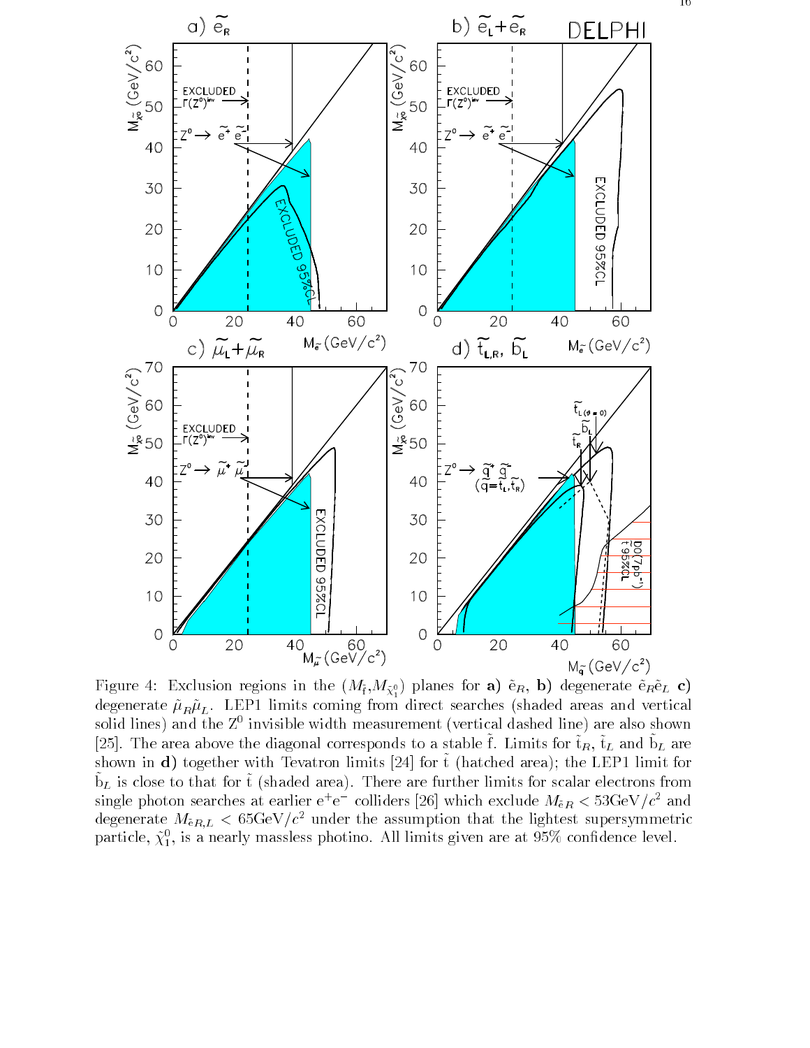a) $\tilde{e}_R$

b) $\tilde{e}_L + \tilde{e}_R$

DELPHI

$M_{\tilde{\chi}^0}$ (GeV/c$^2$)

EXCLUDED $\Gamma(Z^0)^{inv}$

$Z^0 \rightarrow \tilde{e}^+ \tilde{e}^-$

EXCLUDED 95%CL

$M_{\tilde{e}}$ (GeV/c$^2$)

c) $\tilde{\mu}_L + \tilde{\mu}_R$

d) $\tilde{t}_{L,R}$, $\tilde{b}_L$

$Z^0 \rightarrow \tilde{\mu}^+ \tilde{\mu}^-$

$M_{\tilde{\mu}}$ (GeV/c$^2$)

$Z^0 \rightarrow \tilde{q}^+ \tilde{q}^-$ ($\tilde{q} = \tilde{t}_L, \tilde{t}_R$)

$\tilde{t}_{L(\theta=0)}$

$\tilde{b}_L$

$\tilde{t}_R$

D0(7pb$^{-1}$) $\tilde{t}$ 95%CL

$M_{\tilde{q}}$ (GeV/c$^2$)

Figure 4: Exclusion regions in the ($M_{\tilde{\mathrm{f}}}$,$M_{\tilde{\chi}^0_1}$) planes for **a)** $\tilde{\mathrm{e}}_R$, **b)** degenerate $\tilde{\mathrm{e}}_R\tilde{\mathrm{e}}_L$ **c)** degenerate $\tilde{\mu}_R\tilde{\mu}_L$. LEP1 limits coming from direct searches (shaded areas and vertical solid lines) and the $\mathrm{Z}^0$ invisible width measurement (vertical dashed line) are also shown [25]. The area above the diagonal corresponds to a stable $\tilde{\mathrm{f}}$. Limits for $\tilde{\mathrm{t}}_R$, $\tilde{\mathrm{t}}_L$ and $\tilde{\mathrm{b}}_L$ are shown in **d)** together with Tevatron limits [24] for $\tilde{\mathrm{t}}$ (hatched area); the LEP1 limit for $\tilde{\mathrm{b}}_L$ is close to that for $\tilde{\mathrm{t}}$ (shaded area). There are further limits for scalar electrons from single photon searches at earlier $\mathrm{e}^+\mathrm{e}^-$ colliders [26] which exclude $M_{\tilde{\mathrm{e}}R} < 53\mathrm{GeV}/c^2$ and degenerate $M_{\tilde{\mathrm{e}}R,L} < 65\mathrm{GeV}/c^2$ under the assumption that the lightest supersymmetric particle, $\tilde{\chi}^0_1$, is a nearly massless photino. All limits given are at 95% confidence level.